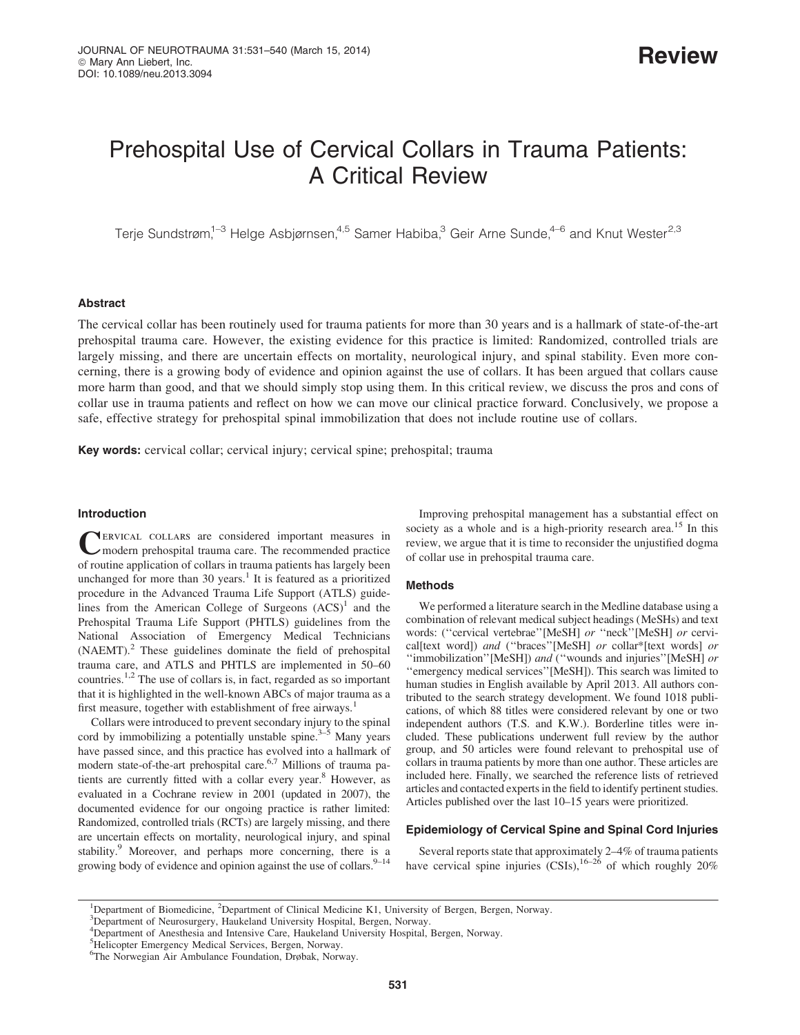Review

# Prehospital Use of Cervical Collars in Trauma Patients: A Critical Review

Terje Sundstrøm,[1–3] Helge Asbjørnsen,[4,5] Samer Habiba,[3] Geir Arne Sunde,[4–6] and Knut Wester[2,3]

## Abstract

The cervical collar has been routinely used for trauma patients for more than 30 years and is a hallmark of state-of-the-art prehospital trauma care. However, the existing evidence for this practice is limited: Randomized, controlled trials are largely missing, and there are uncertain effects on mortality, neurological injury, and spinal stability. Even more concerning, there is a growing body of evidence and opinion against the use of collars. It has been argued that collars cause more harm than good, and that we should simply stop using them. In this critical review, we discuss the pros and cons of collar use in trauma patients and reflect on how we can move our clinical practice forward. Conclusively, we propose a safe, effective strategy for prehospital spinal immobilization that does not include routine use of collars.

**Key words:** cervical collar; cervical injury; cervical spine; prehospital; trauma

## Introduction

Cervical collars are considered important measures in modern prehospital trauma care. The recommended practice of routine application of collars in trauma patients has largely been unchanged for more than 30 years.[1] It is featured as a prioritized procedure in the Advanced Trauma Life Support (ATLS) guidelines from the American College of Surgeons (ACS)[1] and the Prehospital Trauma Life Support (PHTLS) guidelines from the National Association of Emergency Medical Technicians (NAEMT).[2] These guidelines dominate the field of prehospital trauma care, and ATLS and PHTLS are implemented in 50–60 countries.[1,2] The use of collars is, in fact, regarded as so important that it is highlighted in the well-known ABCs of major trauma as a first measure, together with establishment of free airways.[1]

Collars were introduced to prevent secondary injury to the spinal cord by immobilizing a potentially unstable spine.[3–5] Many years have passed since, and this practice has evolved into a hallmark of modern state-of-the-art prehospital care.[6,7] Millions of trauma patients are currently fitted with a collar every year.[8] However, as evaluated in a Cochrane review in 2001 (updated in 2007), the documented evidence for our ongoing practice is rather limited: Randomized, controlled trials (RCTs) are largely missing, and there are uncertain effects on mortality, neurological injury, and spinal stability.[9] Moreover, and perhaps more concerning, there is a growing body of evidence and opinion against the use of collars.[9–14]

Improving prehospital management has a substantial effect on society as a whole and is a high-priority research area.[15] In this review, we argue that it is time to reconsider the unjustified dogma of collar use in prehospital trauma care.

## Methods

We performed a literature search in the Medline database using a combination of relevant medical subject headings (MeSHs) and text words: (''cervical vertebrae''[MeSH] *or* ''neck''[MeSH] *or* cervical[text word]) *and* (''braces''[MeSH] *or* collar*[text words] *or* ''immobilization''[MeSH]) *and* (''wounds and injuries''[MeSH] *or* ''emergency medical services''[MeSH]). This search was limited to human studies in English available by April 2013. All authors contributed to the search strategy development. We found 1018 publications, of which 88 titles were considered relevant by one or two independent authors (T.S. and K.W.). Borderline titles were included. These publications underwent full review by the author group, and 50 articles were found relevant to prehospital use of collars in trauma patients by more than one author. These articles are included here. Finally, we searched the reference lists of retrieved articles and contacted experts in the field to identify pertinent studies. Articles published over the last 10–15 years were prioritized.

## Epidemiology of Cervical Spine and Spinal Cord Injuries

Several reports state that approximately 2–4% of trauma patients have cervical spine injuries (CSIs),[16–26] of which roughly 20%

---

[1]Department of Biomedicine, [2]Department of Clinical Medicine K1, University of Bergen, Bergen, Norway.
[3]Department of Neurosurgery, Haukeland University Hospital, Bergen, Norway.
[4]Department of Anesthesia and Intensive Care, Haukeland University Hospital, Bergen, Norway.
[5]Helicopter Emergency Medical Services, Bergen, Norway.
[6]The Norwegian Air Ambulance Foundation, Drøbak, Norway.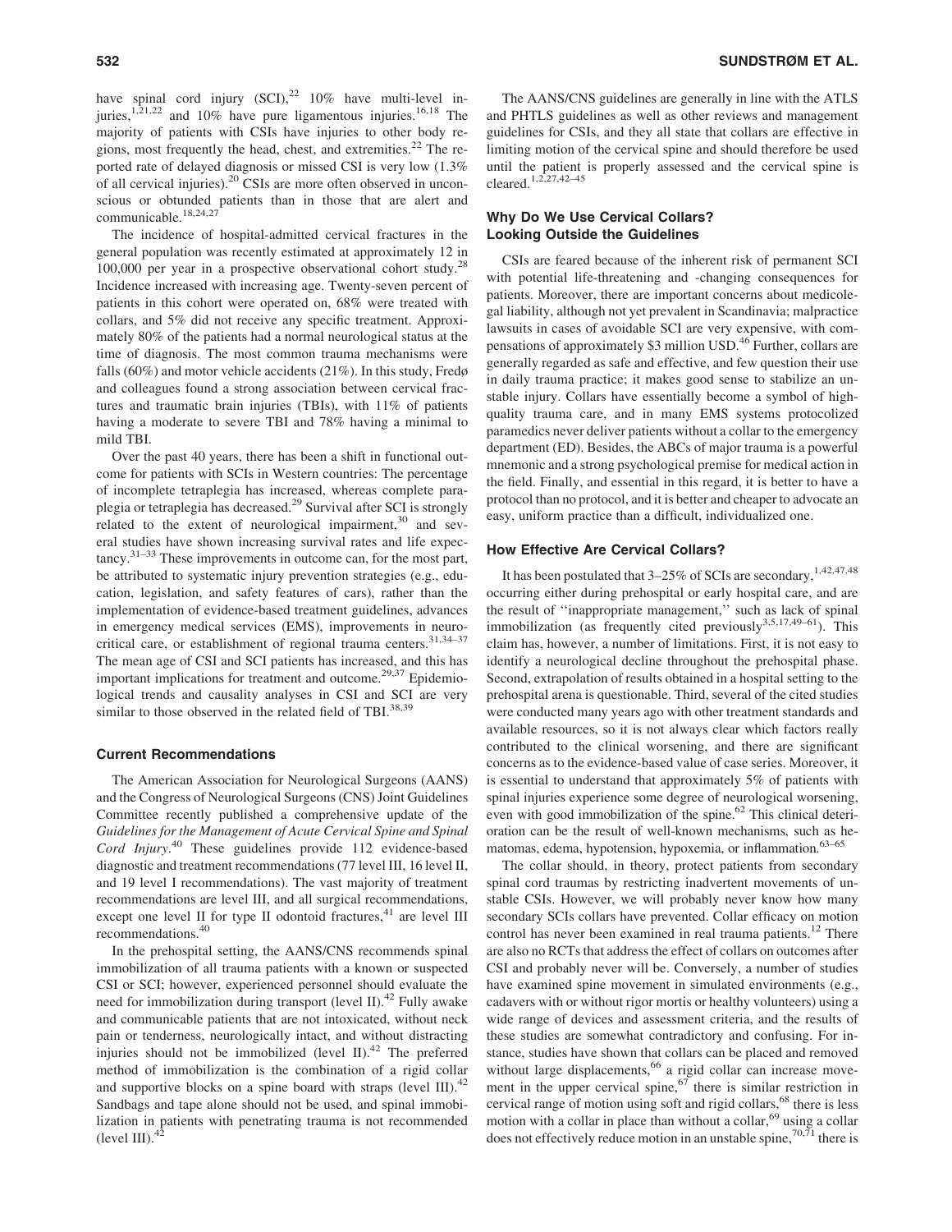have spinal cord injury (SCI),[22] 10% have multi-level injuries,[1,21,22] and 10% have pure ligamentous injuries.[16,18] The majority of patients with CSIs have injuries to other body regions, most frequently the head, chest, and extremities.[22] The reported rate of delayed diagnosis or missed CSI is very low (1.3% of all cervical injuries).[20] CSIs are more often observed in unconscious or obtunded patients than in those that are alert and communicable.[18,24,27]

The incidence of hospital-admitted cervical fractures in the general population was recently estimated at approximately 12 in 100,000 per year in a prospective observational cohort study.[28] Incidence increased with increasing age. Twenty-seven percent of patients in this cohort were operated on, 68% were treated with collars, and 5% did not receive any specific treatment. Approximately 80% of the patients had a normal neurological status at the time of diagnosis. The most common trauma mechanisms were falls (60%) and motor vehicle accidents (21%). In this study, Fredø and colleagues found a strong association between cervical fractures and traumatic brain injuries (TBIs), with 11% of patients having a moderate to severe TBI and 78% having a minimal to mild TBI.

Over the past 40 years, there has been a shift in functional outcome for patients with SCIs in Western countries: The percentage of incomplete tetraplegia has increased, whereas complete paraplegia or tetraplegia has decreased.[29] Survival after SCI is strongly related to the extent of neurological impairment,[30] and several studies have shown increasing survival rates and life expectancy.[31–33] These improvements in outcome can, for the most part, be attributed to systematic injury prevention strategies (e.g., education, legislation, and safety features of cars), rather than the implementation of evidence-based treatment guidelines, advances in emergency medical services (EMS), improvements in neurocritical care, or establishment of regional trauma centers.[31,34–37] The mean age of CSI and SCI patients has increased, and this has important implications for treatment and outcome.[29,37] Epidemiological trends and causality analyses in CSI and SCI are very similar to those observed in the related field of TBI.[38,39]

### Current Recommendations

The American Association for Neurological Surgeons (AANS) and the Congress of Neurological Surgeons (CNS) Joint Guidelines Committee recently published a comprehensive update of the *Guidelines for the Management of Acute Cervical Spine and Spinal Cord Injury*.[40] These guidelines provide 112 evidence-based diagnostic and treatment recommendations (77 level III, 16 level II, and 19 level I recommendations). The vast majority of treatment recommendations are level III, and all surgical recommendations, except one level II for type II odontoid fractures,[41] are level III recommendations.[40]

In the prehospital setting, the AANS/CNS recommends spinal immobilization of all trauma patients with a known or suspected CSI or SCI; however, experienced personnel should evaluate the need for immobilization during transport (level II).[42] Fully awake and communicable patients that are not intoxicated, without neck pain or tenderness, neurologically intact, and without distracting injuries should not be immobilized (level II).[42] The preferred method of immobilization is the combination of a rigid collar and supportive blocks on a spine board with straps (level III).[42] Sandbags and tape alone should not be used, and spinal immobilization in patients with penetrating trauma is not recommended (level III).[42]

The AANS/CNS guidelines are generally in line with the ATLS and PHTLS guidelines as well as other reviews and management guidelines for CSIs, and they all state that collars are effective in limiting motion of the cervical spine and should therefore be used until the patient is properly assessed and the cervical spine is cleared.[1,2,27,42–45]

### Why Do We Use Cervical Collars? Looking Outside the Guidelines

CSIs are feared because of the inherent risk of permanent SCI with potential life-threatening and -changing consequences for patients. Moreover, there are important concerns about medicolegal liability, although not yet prevalent in Scandinavia; malpractice lawsuits in cases of avoidable SCI are very expensive, with compensations of approximately $3 million USD.[46] Further, collars are generally regarded as safe and effective, and few question their use in daily trauma practice; it makes good sense to stabilize an unstable injury. Collars have essentially become a symbol of high-quality trauma care, and in many EMS systems protocolized paramedics never deliver patients without a collar to the emergency department (ED). Besides, the ABCs of major trauma is a powerful mnemonic and a strong psychological premise for medical action in the field. Finally, and essential in this regard, it is better to have a protocol than no protocol, and it is better and cheaper to advocate an easy, uniform practice than a difficult, individualized one.

### How Effective Are Cervical Collars?

It has been postulated that 3–25% of SCIs are secondary,[1,42,47,48] occurring either during prehospital or early hospital care, and are the result of "inappropriate management," such as lack of spinal immobilization (as frequently cited previously[3,5,17,49–61]). This claim has, however, a number of limitations. First, it is not easy to identify a neurological decline throughout the prehospital phase. Second, extrapolation of results obtained in a hospital setting to the prehospital arena is questionable. Third, several of the cited studies were conducted many years ago with other treatment standards and available resources, so it is not always clear which factors really contributed to the clinical worsening, and there are significant concerns as to the evidence-based value of case series. Moreover, it is essential to understand that approximately 5% of patients with spinal injuries experience some degree of neurological worsening, even with good immobilization of the spine.[62] This clinical deterioration can be the result of well-known mechanisms, such as hematomas, edema, hypotension, hypoxemia, or inflammation.[63–65]

The collar should, in theory, protect patients from secondary spinal cord traumas by restricting inadvertent movements of unstable CSIs. However, we will probably never know how many secondary SCIs collars have prevented. Collar efficacy on motion control has never been examined in real trauma patients.[12] There are also no RCTs that address the effect of collars on outcomes after CSI and probably never will be. Conversely, a number of studies have examined spine movement in simulated environments (e.g., cadavers with or without rigor mortis or healthy volunteers) using a wide range of devices and assessment criteria, and the results of these studies are somewhat contradictory and confusing. For instance, studies have shown that collars can be placed and removed without large displacements,[66] a rigid collar can increase movement in the upper cervical spine,[67] there is similar restriction in cervical range of motion using soft and rigid collars,[68] there is less motion with a collar in place than without a collar,[69] using a collar does not effectively reduce motion in an unstable spine,[70,71] there is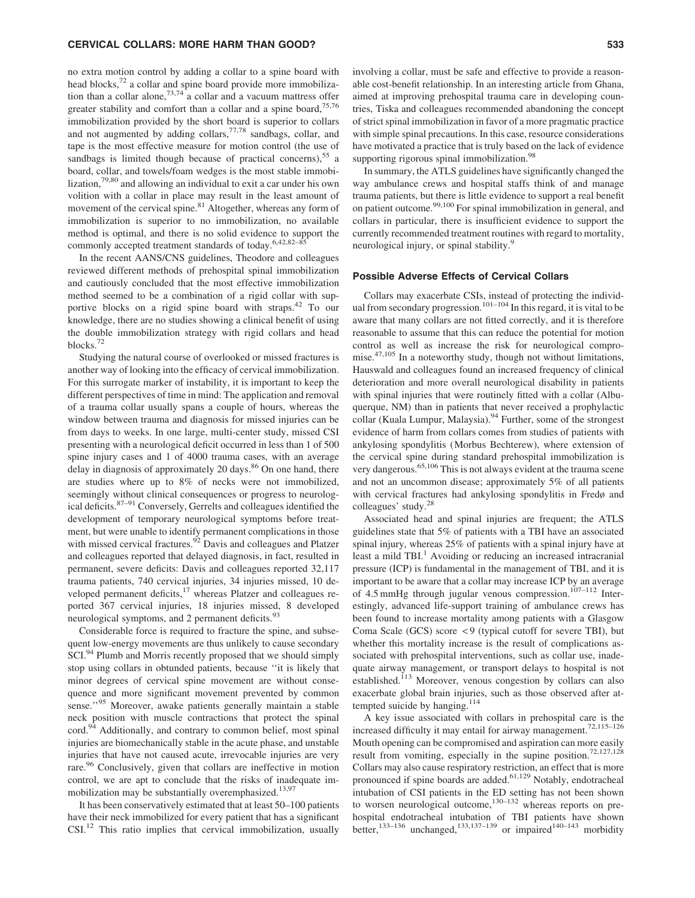no extra motion control by adding a collar to a spine board with head blocks,[72] a collar and spine board provide more immobilization than a collar alone,[73,74] a collar and a vacuum mattress offer greater stability and comfort than a collar and a spine board,[75,76] immobilization provided by the short board is superior to collars and not augmented by adding collars,[77,78] sandbags, collar, and tape is the most effective measure for motion control (the use of sandbags is limited though because of practical concerns),[55] a board, collar, and towels/foam wedges is the most stable immobilization,[79,80] and allowing an individual to exit a car under his own volition with a collar in place may result in the least amount of movement of the cervical spine.[81] Altogether, whereas any form of immobilization is superior to no immobilization, no available method is optimal, and there is no solid evidence to support the commonly accepted treatment standards of today.[6,42,82–85]

In the recent AANS/CNS guidelines, Theodore and colleagues reviewed different methods of prehospital spinal immobilization and cautiously concluded that the most effective immobilization method seemed to be a combination of a rigid collar with supportive blocks on a rigid spine board with straps.[42] To our knowledge, there are no studies showing a clinical benefit of using the double immobilization strategy with rigid collars and head blocks.[72]

Studying the natural course of overlooked or missed fractures is another way of looking into the efficacy of cervical immobilization. For this surrogate marker of instability, it is important to keep the different perspectives of time in mind: The application and removal of a trauma collar usually spans a couple of hours, whereas the window between trauma and diagnosis for missed injuries can be from days to weeks. In one large, multi-center study, missed CSI presenting with a neurological deficit occurred in less than 1 of 500 spine injury cases and 1 of 4000 trauma cases, with an average delay in diagnosis of approximately 20 days.[86] On one hand, there are studies where up to 8% of necks were not immobilized, seemingly without clinical consequences or progress to neurological deficits.[87–91] Conversely, Gerrelts and colleagues identified the development of temporary neurological symptoms before treatment, but were unable to identify permanent complications in those with missed cervical fractures.[92] Davis and colleagues and Platzer and colleagues reported that delayed diagnosis, in fact, resulted in permanent, severe deficits: Davis and colleagues reported 32,117 trauma patients, 740 cervical injuries, 34 injuries missed, 10 developed permanent deficits,[17] whereas Platzer and colleagues reported 367 cervical injuries, 18 injuries missed, 8 developed neurological symptoms, and 2 permanent deficits.[93]

Considerable force is required to fracture the spine, and subsequent low-energy movements are thus unlikely to cause secondary SCI.[94] Plumb and Morris recently proposed that we should simply stop using collars in obtunded patients, because ''it is likely that minor degrees of cervical spine movement are without consequence and more significant movement prevented by common sense.''[95] Moreover, awake patients generally maintain a stable neck position with muscle contractions that protect the spinal cord.[94] Additionally, and contrary to common belief, most spinal injuries are biomechanically stable in the acute phase, and unstable injuries that have not caused acute, irrevocable injuries are very rare.[96] Conclusively, given that collars are ineffective in motion control, we are apt to conclude that the risks of inadequate immobilization may be substantially overemphasized.[13,97]

It has been conservatively estimated that at least 50–100 patients have their neck immobilized for every patient that has a significant CSI.[12] This ratio implies that cervical immobilization, usually involving a collar, must be safe and effective to provide a reasonable cost-benefit relationship. In an interesting article from Ghana, aimed at improving prehospital trauma care in developing countries, Tiska and colleagues recommended abandoning the concept of strict spinal immobilization in favor of a more pragmatic practice with simple spinal precautions. In this case, resource considerations have motivated a practice that is truly based on the lack of evidence supporting rigorous spinal immobilization.[98]

In summary, the ATLS guidelines have significantly changed the way ambulance crews and hospital staffs think of and manage trauma patients, but there is little evidence to support a real benefit on patient outcome.[99,100] For spinal immobilization in general, and collars in particular, there is insufficient evidence to support the currently recommended treatment routines with regard to mortality, neurological injury, or spinal stability.[9]

### Possible Adverse Effects of Cervical Collars

Collars may exacerbate CSIs, instead of protecting the individual from secondary progression.[101–104] In this regard, it is vital to be aware that many collars are not fitted correctly, and it is therefore reasonable to assume that this can reduce the potential for motion control as well as increase the risk for neurological compromise.[47,105] In a noteworthy study, though not without limitations, Hauswald and colleagues found an increased frequency of clinical deterioration and more overall neurological disability in patients with spinal injuries that were routinely fitted with a collar (Albuquerque, NM) than in patients that never received a prophylactic collar (Kuala Lumpur, Malaysia).[94] Further, some of the strongest evidence of harm from collars comes from studies of patients with ankylosing spondylitis (Morbus Bechterew), where extension of the cervical spine during standard prehospital immobilization is very dangerous.[65,106] This is not always evident at the trauma scene and not an uncommon disease; approximately 5% of all patients with cervical fractures had ankylosing spondylitis in Fredø and colleagues' study.[28]

Associated head and spinal injuries are frequent; the ATLS guidelines state that 5% of patients with a TBI have an associated spinal injury, whereas 25% of patients with a spinal injury have at least a mild TBI.[1] Avoiding or reducing an increased intracranial pressure (ICP) is fundamental in the management of TBI, and it is important to be aware that a collar may increase ICP by an average of 4.5 mmHg through jugular venous compression.[107–112] Interestingly, advanced life-support training of ambulance crews has been found to increase mortality among patients with a Glasgow Coma Scale (GCS) score $<9$ (typical cutoff for severe TBI), but whether this mortality increase is the result of complications associated with prehospital interventions, such as collar use, inadequate airway management, or transport delays to hospital is not established.[113] Moreover, venous congestion by collars can also exacerbate global brain injuries, such as those observed after attempted suicide by hanging.[114]

A key issue associated with collars in prehospital care is the increased difficulty it may entail for airway management.[72,115–126] Mouth opening can be compromised and aspiration can more easily result from vomiting, especially in the supine position.[72,127,128] Collars may also cause respiratory restriction, an effect that is more pronounced if spine boards are added.[61,129] Notably, endotracheal intubation of CSI patients in the ED setting has not been shown to worsen neurological outcome,[130–132] whereas reports on prehospital endotracheal intubation of TBI patients have shown better,[133–136] unchanged,[133,137–139] or impaired[140–143] morbidity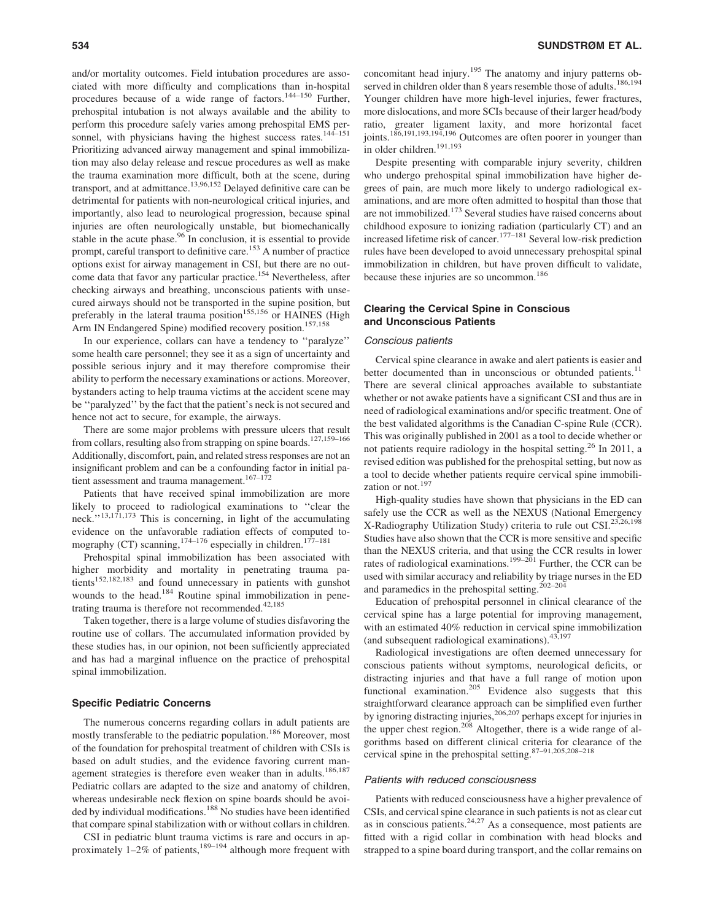and/or mortality outcomes. Field intubation procedures are associated with more difficulty and complications than in-hospital procedures because of a wide range of factors.[144–150] Further, prehospital intubation is not always available and the ability to perform this procedure safely varies among prehospital EMS personnel, with physicians having the highest success rates.[144–151] Prioritizing advanced airway management and spinal immobilization may also delay release and rescue procedures as well as make the trauma examination more difficult, both at the scene, during transport, and at admittance.[13,96,152] Delayed definitive care can be detrimental for patients with non-neurological critical injuries, and importantly, also lead to neurological progression, because spinal injuries are often neurologically unstable, but biomechanically stable in the acute phase.[96] In conclusion, it is essential to provide prompt, careful transport to definitive care.[153] A number of practice options exist for airway management in CSI, but there are no outcome data that favor any particular practice.[154] Nevertheless, after checking airways and breathing, unconscious patients with unsecured airways should not be transported in the supine position, but preferably in the lateral trauma position[155,156] or HAINES (High Arm IN Endangered Spine) modified recovery position.[157,158]

In our experience, collars can have a tendency to ''paralyze'' some health care personnel; they see it as a sign of uncertainty and possible serious injury and it may therefore compromise their ability to perform the necessary examinations or actions. Moreover, bystanders acting to help trauma victims at the accident scene may be ''paralyzed'' by the fact that the patient's neck is not secured and hence not act to secure, for example, the airways.

There are some major problems with pressure ulcers that result from collars, resulting also from strapping on spine boards.[127,159–166] Additionally, discomfort, pain, and related stress responses are not an insignificant problem and can be a confounding factor in initial patient assessment and trauma management.[167–172]

Patients that have received spinal immobilization are more likely to proceed to radiological examinations to ''clear the neck.''[13,171,173] This is concerning, in light of the accumulating evidence on the unfavorable radiation effects of computed tomography (CT) scanning,[174–176] especially in children.[177–181]

Prehospital spinal immobilization has been associated with higher morbidity and mortality in penetrating trauma patients[152,182,183] and found unnecessary in patients with gunshot wounds to the head.[184] Routine spinal immobilization in penetrating trauma is therefore not recommended.[42,185]

Taken together, there is a large volume of studies disfavoring the routine use of collars. The accumulated information provided by these studies has, in our opinion, not been sufficiently appreciated and has had a marginal influence on the practice of prehospital spinal immobilization.

## Specific Pediatric Concerns

The numerous concerns regarding collars in adult patients are mostly transferable to the pediatric population.[186] Moreover, most of the foundation for prehospital treatment of children with CSIs is based on adult studies, and the evidence favoring current management strategies is therefore even weaker than in adults.[186,187] Pediatric collars are adapted to the size and anatomy of children, whereas undesirable neck flexion on spine boards should be avoided by individual modifications.[188] No studies have been identified that compare spinal stabilization with or without collars in children.

CSI in pediatric blunt trauma victims is rare and occurs in approximately 1–2% of patients,[189–194] although more frequent with concomitant head injury.[195] The anatomy and injury patterns observed in children older than 8 years resemble those of adults.[186,194] Younger children have more high-level injuries, fewer fractures, more dislocations, and more SCIs because of their larger head/body ratio, greater ligament laxity, and more horizontal facet joints.[186,191,193,194,196] Outcomes are often poorer in younger than in older children.[191,193]

Despite presenting with comparable injury severity, children who undergo prehospital spinal immobilization have higher degrees of pain, are much more likely to undergo radiological examinations, and are more often admitted to hospital than those that are not immobilized.[173] Several studies have raised concerns about childhood exposure to ionizing radiation (particularly CT) and an increased lifetime risk of cancer.[177–181] Several low-risk prediction rules have been developed to avoid unnecessary prehospital spinal immobilization in children, but have proven difficult to validate, because these injuries are so uncommon.[186]

## Clearing the Cervical Spine in Conscious and Unconscious Patients

### *Conscious patients*

Cervical spine clearance in awake and alert patients is easier and better documented than in unconscious or obtunded patients.[11] There are several clinical approaches available to substantiate whether or not awake patients have a significant CSI and thus are in need of radiological examinations and/or specific treatment. One of the best validated algorithms is the Canadian C-spine Rule (CCR). This was originally published in 2001 as a tool to decide whether or not patients require radiology in the hospital setting.[26] In 2011, a revised edition was published for the prehospital setting, but now as a tool to decide whether patients require cervical spine immobilization or not.[197]

High-quality studies have shown that physicians in the ED can safely use the CCR as well as the NEXUS (National Emergency X-Radiography Utilization Study) criteria to rule out CSI.[23,26,198] Studies have also shown that the CCR is more sensitive and specific than the NEXUS criteria, and that using the CCR results in lower rates of radiological examinations.[199–201] Further, the CCR can be used with similar accuracy and reliability by triage nurses in the ED and paramedics in the prehospital setting.[202–204]

Education of prehospital personnel in clinical clearance of the cervical spine has a large potential for improving management, with an estimated 40% reduction in cervical spine immobilization (and subsequent radiological examinations).[43,197]

Radiological investigations are often deemed unnecessary for conscious patients without symptoms, neurological deficits, or distracting injuries and that have a full range of motion upon functional examination.[205] Evidence also suggests that this straightforward clearance approach can be simplified even further by ignoring distracting injuries,[206,207] perhaps except for injuries in the upper chest region.[208] Altogether, there is a wide range of algorithms based on different clinical criteria for clearance of the cervical spine in the prehospital setting.[87–91,205,208–218]

### *Patients with reduced consciousness*

Patients with reduced consciousness have a higher prevalence of CSIs, and cervical spine clearance in such patients is not as clear cut as in conscious patients.[24,27] As a consequence, most patients are fitted with a rigid collar in combination with head blocks and strapped to a spine board during transport, and the collar remains on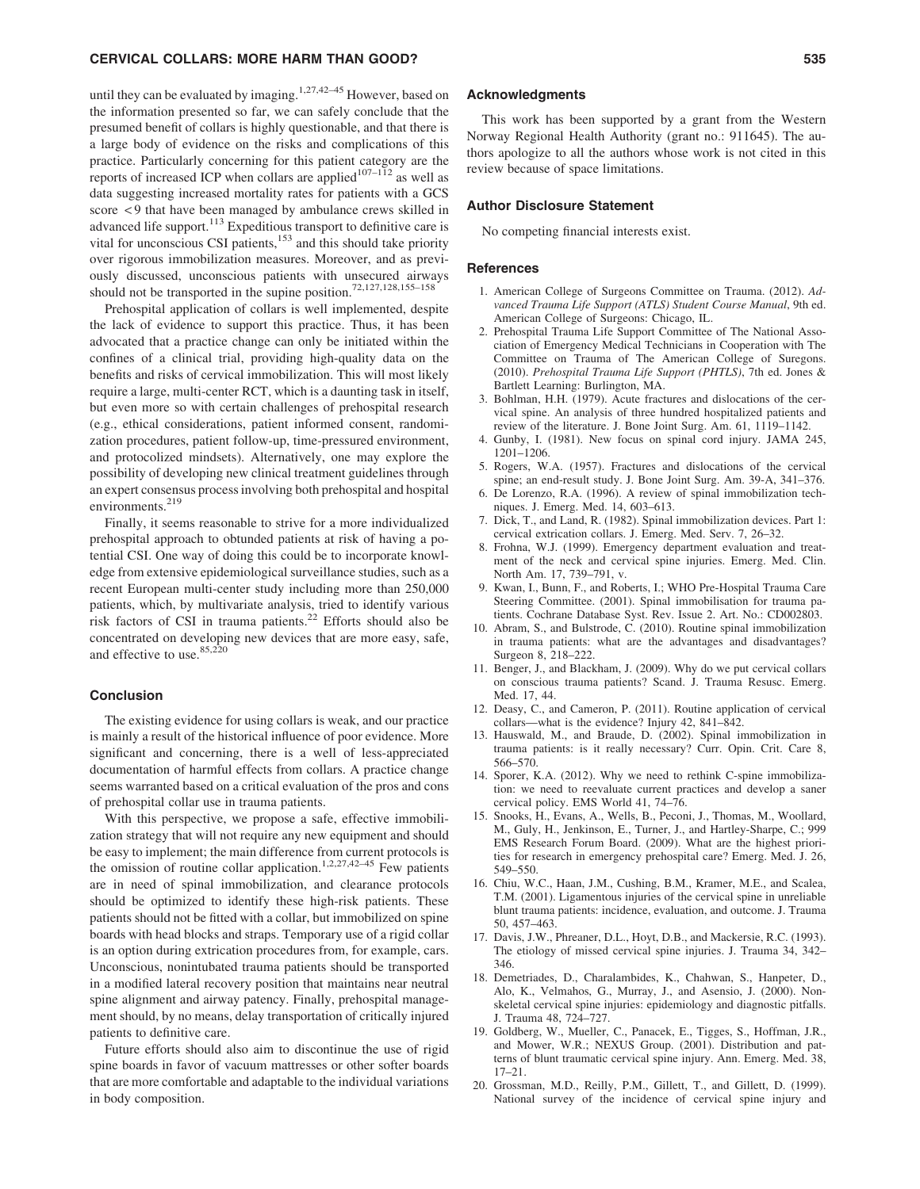until they can be evaluated by imaging.[1,27,42–45] However, based on the information presented so far, we can safely conclude that the presumed benefit of collars is highly questionable, and that there is a large body of evidence on the risks and complications of this practice. Particularly concerning for this patient category are the reports of increased ICP when collars are applied[107–112] as well as data suggesting increased mortality rates for patients with a GCS score <9 that have been managed by ambulance crews skilled in advanced life support.[113] Expeditious transport to definitive care is vital for unconscious CSI patients,[153] and this should take priority over rigorous immobilization measures. Moreover, and as previously discussed, unconscious patients with unsecured airways should not be transported in the supine position.[72,127,128,155–158]

Prehospital application of collars is well implemented, despite the lack of evidence to support this practice. Thus, it has been advocated that a practice change can only be initiated within the confines of a clinical trial, providing high-quality data on the benefits and risks of cervical immobilization. This will most likely require a large, multi-center RCT, which is a daunting task in itself, but even more so with certain challenges of prehospital research (e.g., ethical considerations, patient informed consent, randomization procedures, patient follow-up, time-pressured environment, and protocolized mindsets). Alternatively, one may explore the possibility of developing new clinical treatment guidelines through an expert consensus process involving both prehospital and hospital environments.[219]

Finally, it seems reasonable to strive for a more individualized prehospital approach to obtunded patients at risk of having a potential CSI. One way of doing this could be to incorporate knowledge from extensive epidemiological surveillance studies, such as a recent European multi-center study including more than 250,000 patients, which, by multivariate analysis, tried to identify various risk factors of CSI in trauma patients.[22] Efforts should also be concentrated on developing new devices that are more easy, safe, and effective to use.[85,220]

## Conclusion

The existing evidence for using collars is weak, and our practice is mainly a result of the historical influence of poor evidence. More significant and concerning, there is a well of less-appreciated documentation of harmful effects from collars. A practice change seems warranted based on a critical evaluation of the pros and cons of prehospital collar use in trauma patients.

With this perspective, we propose a safe, effective immobilization strategy that will not require any new equipment and should be easy to implement; the main difference from current protocols is the omission of routine collar application.[1,2,27,42–45] Few patients are in need of spinal immobilization, and clearance protocols should be optimized to identify these high-risk patients. These patients should not be fitted with a collar, but immobilized on spine boards with head blocks and straps. Temporary use of a rigid collar is an option during extrication procedures from, for example, cars. Unconscious, nonintubated trauma patients should be transported in a modified lateral recovery position that maintains near neutral spine alignment and airway patency. Finally, prehospital management should, by no means, delay transportation of critically injured patients to definitive care.

Future efforts should also aim to discontinue the use of rigid spine boards in favor of vacuum mattresses or other softer boards that are more comfortable and adaptable to the individual variations in body composition.

## Acknowledgments

This work has been supported by a grant from the Western Norway Regional Health Authority (grant no.: 911645). The authors apologize to all the authors whose work is not cited in this review because of space limitations.

## Author Disclosure Statement

No competing financial interests exist.

## References

1. American College of Surgeons Committee on Trauma. (2012). *Advanced Trauma Life Support (ATLS) Student Course Manual*, 9th ed. American College of Surgeons: Chicago, IL.
2. Prehospital Trauma Life Support Committee of The National Association of Emergency Medical Technicians in Cooperation with The Committee on Trauma of The American College of Suregons. (2010). *Prehospital Trauma Life Support (PHTLS)*, 7th ed. Jones & Bartlett Learning: Burlington, MA.
3. Bohlman, H.H. (1979). Acute fractures and dislocations of the cervical spine. An analysis of three hundred hospitalized patients and review of the literature. J. Bone Joint Surg. Am. 61, 1119–1142.
4. Gunby, I. (1981). New focus on spinal cord injury. JAMA 245, 1201–1206.
5. Rogers, W.A. (1957). Fractures and dislocations of the cervical spine; an end-result study. J. Bone Joint Surg. Am. 39-A, 341–376.
6. De Lorenzo, R.A. (1996). A review of spinal immobilization techniques. J. Emerg. Med. 14, 603–613.
7. Dick, T., and Land, R. (1982). Spinal immobilization devices. Part 1: cervical extrication collars. J. Emerg. Med. Serv. 7, 26–32.
8. Frohna, W.J. (1999). Emergency department evaluation and treatment of the neck and cervical spine injuries. Emerg. Med. Clin. North Am. 17, 739–791, v.
9. Kwan, I., Bunn, F., and Roberts, I.; WHO Pre-Hospital Trauma Care Steering Committee. (2001). Spinal immobilisation for trauma patients. Cochrane Database Syst. Rev. Issue 2. Art. No.: CD002803.
10. Abram, S., and Bulstrode, C. (2010). Routine spinal immobilization in trauma patients: what are the advantages and disadvantages? Surgeon 8, 218–222.
11. Benger, J., and Blackham, J. (2009). Why do we put cervical collars on conscious trauma patients? Scand. J. Trauma Resusc. Emerg. Med. 17, 44.
12. Deasy, C., and Cameron, P. (2011). Routine application of cervical collars—what is the evidence? Injury 42, 841–842.
13. Hauswald, M., and Braude, D. (2002). Spinal immobilization in trauma patients: is it really necessary? Curr. Opin. Crit. Care 8, 566–570.
14. Sporer, K.A. (2012). Why we need to rethink C-spine immobilization: we need to reevaluate current practices and develop a saner cervical policy. EMS World 41, 74–76.
15. Snooks, H., Evans, A., Wells, B., Peconi, J., Thomas, M., Woollard, M., Guly, H., Jenkinson, E., Turner, J., and Hartley-Sharpe, C.; 999 EMS Research Forum Board. (2009). What are the highest priorities for research in emergency prehospital care? Emerg. Med. J. 26, 549–550.
16. Chiu, W.C., Haan, J.M., Cushing, B.M., Kramer, M.E., and Scalea, T.M. (2001). Ligamentous injuries of the cervical spine in unreliable blunt trauma patients: incidence, evaluation, and outcome. J. Trauma 50, 457–463.
17. Davis, J.W., Phreaner, D.L., Hoyt, D.B., and Mackersie, R.C. (1993). The etiology of missed cervical spine injuries. J. Trauma 34, 342–346.
18. Demetriades, D., Charalambides, K., Chahwan, S., Hanpeter, D., Alo, K., Velmahos, G., Murray, J., and Asensio, J. (2000). Nonskeletal cervical spine injuries: epidemiology and diagnostic pitfalls. J. Trauma 48, 724–727.
19. Goldberg, W., Mueller, C., Panacek, E., Tigges, S., Hoffman, J.R., and Mower, W.R.; NEXUS Group. (2001). Distribution and patterns of blunt traumatic cervical spine injury. Ann. Emerg. Med. 38, 17–21.
20. Grossman, M.D., Reilly, P.M., Gillett, T., and Gillett, D. (1999). National survey of the incidence of cervical spine injury and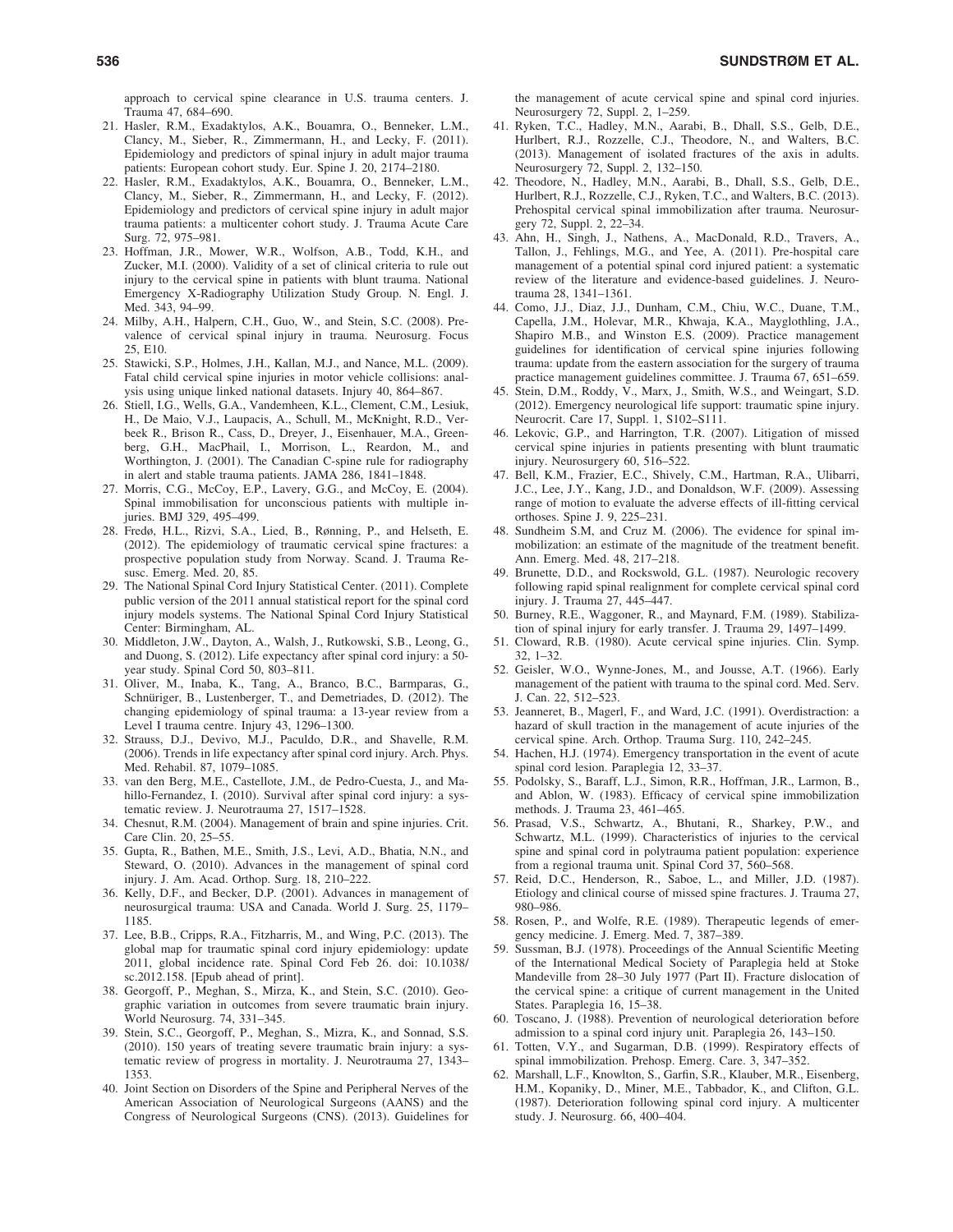approach to cervical spine clearance in U.S. trauma centers. J. Trauma 47, 684–690.

21. Hasler, R.M., Exadaktylos, A.K., Bouamra, O., Benneker, L.M., Clancy, M., Sieber, R., Zimmermann, H., and Lecky, F. (2011). Epidemiology and predictors of spinal injury in adult major trauma patients: European cohort study. Eur. Spine J. 20, 2174–2180.
22. Hasler, R.M., Exadaktylos, A.K., Bouamra, O., Benneker, L.M., Clancy, M., Sieber, R., Zimmermann, H., and Lecky, F. (2012). Epidemiology and predictors of cervical spine injury in adult major trauma patients: a multicenter cohort study. J. Trauma Acute Care Surg. 72, 975–981.
23. Hoffman, J.R., Mower, W.R., Wolfson, A.B., Todd, K.H., and Zucker, M.I. (2000). Validity of a set of clinical criteria to rule out injury to the cervical spine in patients with blunt trauma. National Emergency X-Radiography Utilization Study Group. N. Engl. J. Med. 343, 94–99.
24. Milby, A.H., Halpern, C.H., Guo, W., and Stein, S.C. (2008). Prevalence of cervical spinal injury in trauma. Neurosurg. Focus 25, E10.
25. Stawicki, S.P., Holmes, J.H., Kallan, M.J., and Nance, M.L. (2009). Fatal child cervical spine injuries in motor vehicle collisions: analysis using unique linked national datasets. Injury 40, 864–867.
26. Stiell, I.G., Wells, G.A., Vandemheen, K.L., Clement, C.M., Lesiuk, H., De Maio, V.J., Laupacis, A., Schull, M., McKnight, R.D., Verbeek R., Brison R., Cass, D., Dreyer, J., Eisenhauer, M.A., Greenberg, G.H., MacPhail, I., Morrison, L., Reardon, M., and Worthington, J. (2001). The Canadian C-spine rule for radiography in alert and stable trauma patients. JAMA 286, 1841–1848.
27. Morris, C.G., McCoy, E.P., Lavery, G.G., and McCoy, E. (2004). Spinal immobilisation for unconscious patients with multiple injuries. BMJ 329, 495–499.
28. Fredø, H.L., Rizvi, S.A., Lied, B., Rønning, P., and Helseth, E. (2012). The epidemiology of traumatic cervical spine fractures: a prospective population study from Norway. Scand. J. Trauma Resusc. Emerg. Med. 20, 85.
29. The National Spinal Cord Injury Statistical Center. (2011). Complete public version of the 2011 annual statistical report for the spinal cord injury models systems. The National Spinal Cord Injury Statistical Center: Birmingham, AL.
30. Middleton, J.W., Dayton, A., Walsh, J., Rutkowski, S.B., Leong, G., and Duong, S. (2012). Life expectancy after spinal cord injury: a 50-year study. Spinal Cord 50, 803–811.
31. Oliver, M., Inaba, K., Tang, A., Branco, B.C., Barmparas, G., Schnüriger, B., Lustenberger, T., and Demetriades, D. (2012). The changing epidemiology of spinal trauma: a 13-year review from a Level I trauma centre. Injury 43, 1296–1300.
32. Strauss, D.J., Devivo, M.J., Paculdo, D.R., and Shavelle, R.M. (2006). Trends in life expectancy after spinal cord injury. Arch. Phys. Med. Rehabil. 87, 1079–1085.
33. van den Berg, M.E., Castellote, J.M., de Pedro-Cuesta, J., and Mahillo-Fernandez, I. (2010). Survival after spinal cord injury: a systematic review. J. Neurotrauma 27, 1517–1528.
34. Chesnut, R.M. (2004). Management of brain and spine injuries. Crit. Care Clin. 20, 25–55.
35. Gupta, R., Bathen, M.E., Smith, J.S., Levi, A.D., Bhatia, N.N., and Steward, O. (2010). Advances in the management of spinal cord injury. J. Am. Acad. Orthop. Surg. 18, 210–222.
36. Kelly, D.F., and Becker, D.P. (2001). Advances in management of neurosurgical trauma: USA and Canada. World J. Surg. 25, 1179–1185.
37. Lee, B.B., Cripps, R.A., Fitzharris, M., and Wing, P.C. (2013). The global map for traumatic spinal cord injury epidemiology: update 2011, global incidence rate. Spinal Cord Feb 26. doi: 10.1038/sc.2012.158. [Epub ahead of print].
38. Georgoff, P., Meghan, S., Mirza, K., and Stein, S.C. (2010). Geographic variation in outcomes from severe traumatic brain injury. World Neurosurg. 74, 331–345.
39. Stein, S.C., Georgoff, P., Meghan, S., Mizra, K., and Sonnad, S.S. (2010). 150 years of treating severe traumatic brain injury: a systematic review of progress in mortality. J. Neurotrauma 27, 1343–1353.
40. Joint Section on Disorders of the Spine and Peripheral Nerves of the American Association of Neurological Surgeons (AANS) and the Congress of Neurological Surgeons (CNS). (2013). Guidelines for the management of acute cervical spine and spinal cord injuries. Neurosurgery 72, Suppl. 2, 1–259.
41. Ryken, T.C., Hadley, M.N., Aarabi, B., Dhall, S.S., Gelb, D.E., Hurlbert, R.J., Rozzelle, C.J., Theodore, N., and Walters, B.C. (2013). Management of isolated fractures of the axis in adults. Neurosurgery 72, Suppl. 2, 132–150.
42. Theodore, N., Hadley, M.N., Aarabi, B., Dhall, S.S., Gelb, D.E., Hurlbert, R.J., Rozzelle, C.J., Ryken, T.C., and Walters, B.C. (2013). Prehospital cervical spinal immobilization after trauma. Neurosurgery 72, Suppl. 2, 22–34.
43. Ahn, H., Singh, J., Nathens, A., MacDonald, R.D., Travers, A., Tallon, J., Fehlings, M.G., and Yee, A. (2011). Pre-hospital care management of a potential spinal cord injured patient: a systematic review of the literature and evidence-based guidelines. J. Neurotrauma 28, 1341–1361.
44. Como, J.J., Diaz, J.J., Dunham, C.M., Chiu, W.C., Duane, T.M., Capella, J.M., Holevar, M.R., Khwaja, K.A., Mayglothling, J.A., Shapiro M.B., and Winston E.S. (2009). Practice management guidelines for identification of cervical spine injuries following trauma: update from the eastern association for the surgery of trauma practice management guidelines committee. J. Trauma 67, 651–659.
45. Stein, D.M., Roddy, V., Marx, J., Smith, W.S., and Weingart, S.D. (2012). Emergency neurological life support: traumatic spine injury. Neurocrit. Care 17, Suppl. 1, S102–S111.
46. Lekovic, G.P., and Harrington, T.R. (2007). Litigation of missed cervical spine injuries in patients presenting with blunt traumatic injury. Neurosurgery 60, 516–522.
47. Bell, K.M., Frazier, E.C., Shively, C.M., Hartman, R.A., Ulibarri, J.C., Lee, J.Y., Kang, J.D., and Donaldson, W.F. (2009). Assessing range of motion to evaluate the adverse effects of ill-fitting cervical orthoses. Spine J. 9, 225–231.
48. Sundheim S.M, and Cruz M. (2006). The evidence for spinal immobilization: an estimate of the magnitude of the treatment benefit. Ann. Emerg. Med. 48, 217–218.
49. Brunette, D.D., and Rockswold, G.L. (1987). Neurologic recovery following rapid spinal realignment for complete cervical spinal cord injury. J. Trauma 27, 445–447.
50. Burney, R.E., Waggoner, R., and Maynard, F.M. (1989). Stabilization of spinal injury for early transfer. J. Trauma 29, 1497–1499.
51. Cloward, R.B. (1980). Acute cervical spine injuries. Clin. Symp. 32, 1–32.
52. Geisler, W.O., Wynne-Jones, M., and Jousse, A.T. (1966). Early management of the patient with trauma to the spinal cord. Med. Serv. J. Can. 22, 512–523.
53. Jeanneret, B., Magerl, F., and Ward, J.C. (1991). Overdistraction: a hazard of skull traction in the management of acute injuries of the cervical spine. Arch. Orthop. Trauma Surg. 110, 242–245.
54. Hachen, H.J. (1974). Emergency transportation in the event of acute spinal cord lesion. Paraplegia 12, 33–37.
55. Podolsky, S., Baraff, L.J., Simon, R.R., Hoffman, J.R., Larmon, B., and Ablon, W. (1983). Efficacy of cervical spine immobilization methods. J. Trauma 23, 461–465.
56. Prasad, V.S., Schwartz, A., Bhutani, R., Sharkey, P.W., and Schwartz, M.L. (1999). Characteristics of injuries to the cervical spine and spinal cord in polytrauma patient population: experience from a regional trauma unit. Spinal Cord 37, 560–568.
57. Reid, D.C., Henderson, R., Saboe, L., and Miller, J.D. (1987). Etiology and clinical course of missed spine fractures. J. Trauma 27, 980–986.
58. Rosen, P., and Wolfe, R.E. (1989). Therapeutic legends of emergency medicine. J. Emerg. Med. 7, 387–389.
59. Sussman, B.J. (1978). Proceedings of the Annual Scientific Meeting of the International Medical Society of Paraplegia held at Stoke Mandeville from 28–30 July 1977 (Part II). Fracture dislocation of the cervical spine: a critique of current management in the United States. Paraplegia 16, 15–38.
60. Toscano, J. (1988). Prevention of neurological deterioration before admission to a spinal cord injury unit. Paraplegia 26, 143–150.
61. Totten, V.Y., and Sugarman, D.B. (1999). Respiratory effects of spinal immobilization. Prehosp. Emerg. Care. 3, 347–352.
62. Marshall, L.F., Knowlton, S., Garfin, S.R., Klauber, M.R., Eisenberg, H.M., Kopaniky, D., Miner, M.E., Tabbador, K., and Clifton, G.L. (1987). Deterioration following spinal cord injury. A multicenter study. J. Neurosurg. 66, 400–404.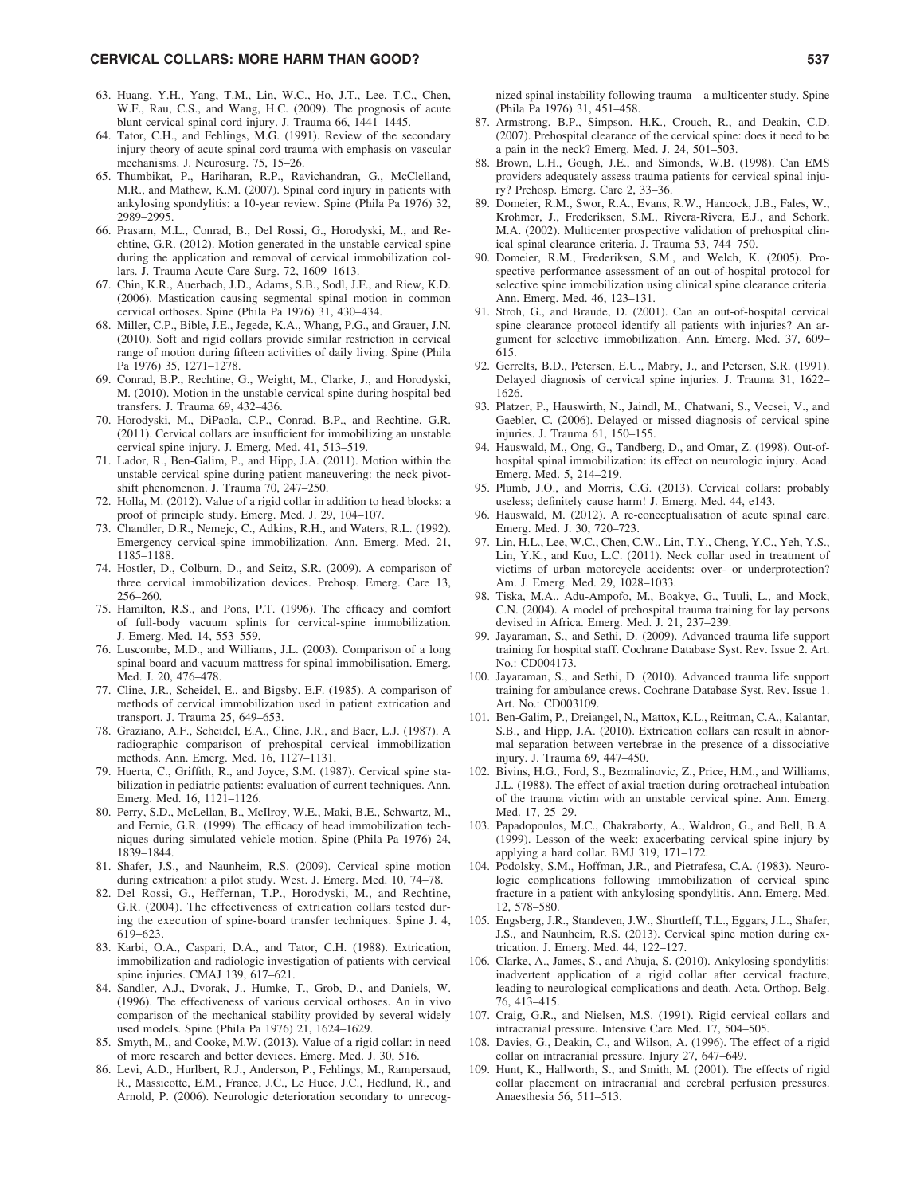63. Huang, Y.H., Yang, T.M., Lin, W.C., Ho, J.T., Lee, T.C., Chen, W.F., Rau, C.S., and Wang, H.C. (2009). The prognosis of acute blunt cervical spinal cord injury. J. Trauma 66, 1441–1445.
64. Tator, C.H., and Fehlings, M.G. (1991). Review of the secondary injury theory of acute spinal cord trauma with emphasis on vascular mechanisms. J. Neurosurg. 75, 15–26.
65. Thumbikat, P., Hariharan, R.P., Ravichandran, G., McClelland, M.R., and Mathew, K.M. (2007). Spinal cord injury in patients with ankylosing spondylitis: a 10-year review. Spine (Phila Pa 1976) 32, 2989–2995.
66. Prasarn, M.L., Conrad, B., Del Rossi, G., Horodyski, M., and Rechtine, G.R. (2012). Motion generated in the unstable cervical spine during the application and removal of cervical immobilization collars. J. Trauma Acute Care Surg. 72, 1609–1613.
67. Chin, K.R., Auerbach, J.D., Adams, S.B., Sodl, J.F., and Riew, K.D. (2006). Mastication causing segmental spinal motion in common cervical orthoses. Spine (Phila Pa 1976) 31, 430–434.
68. Miller, C.P., Bible, J.E., Jegede, K.A., Whang, P.G., and Grauer, J.N. (2010). Soft and rigid collars provide similar restriction in cervical range of motion during fifteen activities of daily living. Spine (Phila Pa 1976) 35, 1271–1278.
69. Conrad, B.P., Rechtine, G., Weight, M., Clarke, J., and Horodyski, M. (2010). Motion in the unstable cervical spine during hospital bed transfers. J. Trauma 69, 432–436.
70. Horodyski, M., DiPaola, C.P., Conrad, B.P., and Rechtine, G.R. (2011). Cervical collars are insufficient for immobilizing an unstable cervical spine injury. J. Emerg. Med. 41, 513–519.
71. Lador, R., Ben-Galim, P., and Hipp, J.A. (2011). Motion within the unstable cervical spine during patient maneuvering: the neck pivot-shift phenomenon. J. Trauma 70, 247–250.
72. Holla, M. (2012). Value of a rigid collar in addition to head blocks: a proof of principle study. Emerg. Med. J. 29, 104–107.
73. Chandler, D.R., Nemejc, C., Adkins, R.H., and Waters, R.L. (1992). Emergency cervical-spine immobilization. Ann. Emerg. Med. 21, 1185–1188.
74. Hostler, D., Colburn, D., and Seitz, S.R. (2009). A comparison of three cervical immobilization devices. Prehosp. Emerg. Care 13, 256–260.
75. Hamilton, R.S., and Pons, P.T. (1996). The efficacy and comfort of full-body vacuum splints for cervical-spine immobilization. J. Emerg. Med. 14, 553–559.
76. Luscombe, M.D., and Williams, J.L. (2003). Comparison of a long spinal board and vacuum mattress for spinal immobilisation. Emerg. Med. J. 20, 476–478.
77. Cline, J.R., Scheidel, E., and Bigsby, E.F. (1985). A comparison of methods of cervical immobilization used in patient extrication and transport. J. Trauma 25, 649–653.
78. Graziano, A.F., Scheidel, E.A., Cline, J.R., and Baer, L.J. (1987). A radiographic comparison of prehospital cervical immobilization methods. Ann. Emerg. Med. 16, 1127–1131.
79. Huerta, C., Griffith, R., and Joyce, S.M. (1987). Cervical spine stabilization in pediatric patients: evaluation of current techniques. Ann. Emerg. Med. 16, 1121–1126.
80. Perry, S.D., McLellan, B., McIlroy, W.E., Maki, B.E., Schwartz, M., and Fernie, G.R. (1999). The efficacy of head immobilization techniques during simulated vehicle motion. Spine (Phila Pa 1976) 24, 1839–1844.
81. Shafer, J.S., and Naunheim, R.S. (2009). Cervical spine motion during extrication: a pilot study. West. J. Emerg. Med. 10, 74–78.
82. Del Rossi, G., Heffernan, T.P., Horodyski, M., and Rechtine, G.R. (2004). The effectiveness of extrication collars tested during the execution of spine-board transfer techniques. Spine J. 4, 619–623.
83. Karbi, O.A., Caspari, D.A., and Tator, C.H. (1988). Extrication, immobilization and radiologic investigation of patients with cervical spine injuries. CMAJ 139, 617–621.
84. Sandler, A.J., Dvorak, J., Humke, T., Grob, D., and Daniels, W. (1996). The effectiveness of various cervical orthoses. An in vivo comparison of the mechanical stability provided by several widely used models. Spine (Phila Pa 1976) 21, 1624–1629.
85. Smyth, M., and Cooke, M.W. (2013). Value of a rigid collar: in need of more research and better devices. Emerg. Med. J. 30, 516.
86. Levi, A.D., Hurlbert, R.J., Anderson, P., Fehlings, M., Rampersaud, R., Massicotte, E.M., France, J.C., Le Huec, J.C., Hedlund, R., and Arnold, P. (2006). Neurologic deterioration secondary to unrecognized spinal instability following trauma—a multicenter study. Spine (Phila Pa 1976) 31, 451–458.
87. Armstrong, B.P., Simpson, H.K., Crouch, R., and Deakin, C.D. (2007). Prehospital clearance of the cervical spine: does it need to be a pain in the neck? Emerg. Med. J. 24, 501–503.
88. Brown, L.H., Gough, J.E., and Simonds, W.B. (1998). Can EMS providers adequately assess trauma patients for cervical spinal injury? Prehosp. Emerg. Care 2, 33–36.
89. Domeier, R.M., Swor, R.A., Evans, R.W., Hancock, J.B., Fales, W., Krohmer, J., Frederiksen, S.M., Rivera-Rivera, E.J., and Schork, M.A. (2002). Multicenter prospective validation of prehospital clinical spinal clearance criteria. J. Trauma 53, 744–750.
90. Domeier, R.M., Frederiksen, S.M., and Welch, K. (2005). Prospective performance assessment of an out-of-hospital protocol for selective spine immobilization using clinical spine clearance criteria. Ann. Emerg. Med. 46, 123–131.
91. Stroh, G., and Braude, D. (2001). Can an out-of-hospital cervical spine clearance protocol identify all patients with injuries? An argument for selective immobilization. Ann. Emerg. Med. 37, 609–615.
92. Gerrelts, B.D., Petersen, E.U., Mabry, J., and Petersen, S.R. (1991). Delayed diagnosis of cervical spine injuries. J. Trauma 31, 1622–1626.
93. Platzer, P., Hauswirth, N., Jaindl, M., Chatwani, S., Vecsei, V., and Gaebler, C. (2006). Delayed or missed diagnosis of cervical spine injuries. J. Trauma 61, 150–155.
94. Hauswald, M., Ong, G., Tandberg, D., and Omar, Z. (1998). Out-of-hospital spinal immobilization: its effect on neurologic injury. Acad. Emerg. Med. 5, 214–219.
95. Plumb, J.O., and Morris, C.G. (2013). Cervical collars: probably useless; definitely cause harm! J. Emerg. Med. 44, e143.
96. Hauswald, M. (2012). A re-conceptualisation of acute spinal care. Emerg. Med. J. 30, 720–723.
97. Lin, H.L., Lee, W.C., Chen, C.W., Lin, T.Y., Cheng, Y.C., Yeh, Y.S., Lin, Y.K., and Kuo, L.C. (2011). Neck collar used in treatment of victims of urban motorcycle accidents: over- or underprotection? Am. J. Emerg. Med. 29, 1028–1033.
98. Tiska, M.A., Adu-Ampofo, M., Boakye, G., Tuuli, L., and Mock, C.N. (2004). A model of prehospital trauma training for lay persons devised in Africa. Emerg. Med. J. 21, 237–239.
99. Jayaraman, S., and Sethi, D. (2009). Advanced trauma life support training for hospital staff. Cochrane Database Syst. Rev. Issue 2. Art. No.: CD004173.
100. Jayaraman, S., and Sethi, D. (2010). Advanced trauma life support training for ambulance crews. Cochrane Database Syst. Rev. Issue 1. Art. No.: CD003109.
101. Ben-Galim, P., Dreiangel, N., Mattox, K.L., Reitman, C.A., Kalantar, S.B., and Hipp, J.A. (2010). Extrication collars can result in abnormal separation between vertebrae in the presence of a dissociative injury. J. Trauma 69, 447–450.
102. Bivins, H.G., Ford, S., Bezmalinovic, Z., Price, H.M., and Williams, J.L. (1988). The effect of axial traction during orotracheal intubation of the trauma victim with an unstable cervical spine. Ann. Emerg. Med. 17, 25–29.
103. Papadopoulos, M.C., Chakraborty, A., Waldron, G., and Bell, B.A. (1999). Lesson of the week: exacerbating cervical spine injury by applying a hard collar. BMJ 319, 171–172.
104. Podolsky, S.M., Hoffman, J.R., and Pietrafesa, C.A. (1983). Neurologic complications following immobilization of cervical spine fracture in a patient with ankylosing spondylitis. Ann. Emerg. Med. 12, 578–580.
105. Engsberg, J.R., Standeven, J.W., Shurtleff, T.L., Eggars, J.L., Shafer, J.S., and Naunheim, R.S. (2013). Cervical spine motion during extrication. J. Emerg. Med. 44, 122–127.
106. Clarke, A., James, S., and Ahuja, S. (2010). Ankylosing spondylitis: inadvertent application of a rigid collar after cervical fracture, leading to neurological complications and death. Acta. Orthop. Belg. 76, 413–415.
107. Craig, G.R., and Nielsen, M.S. (1991). Rigid cervical collars and intracranial pressure. Intensive Care Med. 17, 504–505.
108. Davies, G., Deakin, C., and Wilson, A. (1996). The effect of a rigid collar on intracranial pressure. Injury 27, 647–649.
109. Hunt, K., Hallworth, S., and Smith, M. (2001). The effects of rigid collar placement on intracranial and cerebral perfusion pressures. Anaesthesia 56, 511–513.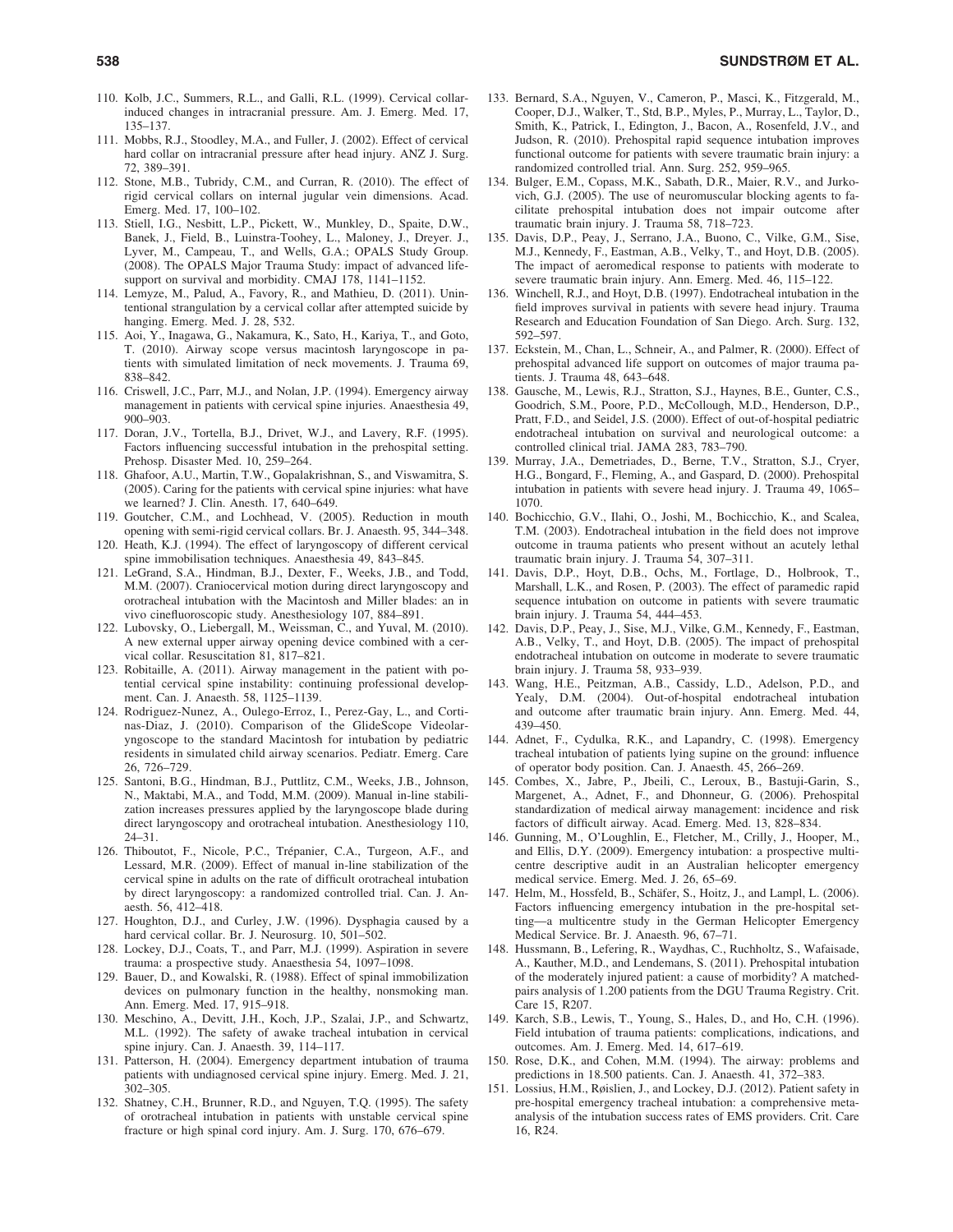110. Kolb, J.C., Summers, R.L., and Galli, R.L. (1999). Cervical collar-induced changes in intracranial pressure. Am. J. Emerg. Med. 17, 135–137.
111. Mobbs, R.J., Stoodley, M.A., and Fuller, J. (2002). Effect of cervical hard collar on intracranial pressure after head injury. ANZ J. Surg. 72, 389–391.
112. Stone, M.B., Tubridy, C.M., and Curran, R. (2010). The effect of rigid cervical collars on internal jugular vein dimensions. Acad. Emerg. Med. 17, 100–102.
113. Stiell, I.G., Nesbitt, L.P., Pickett, W., Munkley, D., Spaite, D.W., Banek, J., Field, B., Luinstra-Toohey, L., Maloney, J., Dreyer. J., Lyver, M., Campeau, T., and Wells, G.A.; OPALS Study Group. (2008). The OPALS Major Trauma Study: impact of advanced life-support on survival and morbidity. CMAJ 178, 1141–1152.
114. Lemyze, M., Palud, A., Favory, R., and Mathieu, D. (2011). Unintentional strangulation by a cervical collar after attempted suicide by hanging. Emerg. Med. J. 28, 532.
115. Aoi, Y., Inagawa, G., Nakamura, K., Sato, H., Kariya, T., and Goto, T. (2010). Airway scope versus macintosh laryngoscope in patients with simulated limitation of neck movements. J. Trauma 69, 838–842.
116. Criswell, J.C., Parr, M.J., and Nolan, J.P. (1994). Emergency airway management in patients with cervical spine injuries. Anaesthesia 49, 900–903.
117. Doran, J.V., Tortella, B.J., Drivet, W.J., and Lavery, R.F. (1995). Factors influencing successful intubation in the prehospital setting. Prehosp. Disaster Med. 10, 259–264.
118. Ghafoor, A.U., Martin, T.W., Gopalakrishnan, S., and Viswamitra, S. (2005). Caring for the patients with cervical spine injuries: what have we learned? J. Clin. Anesth. 17, 640–649.
119. Goutcher, C.M., and Lochhead, V. (2005). Reduction in mouth opening with semi-rigid cervical collars. Br. J. Anaesth. 95, 344–348.
120. Heath, K.J. (1994). The effect of laryngoscopy of different cervical spine immobilisation techniques. Anaesthesia 49, 843–845.
121. LeGrand, S.A., Hindman, B.J., Dexter, F., Weeks, J.B., and Todd, M.M. (2007). Craniocervical motion during direct laryngoscopy and orotracheal intubation with the Macintosh and Miller blades: an in vivo cinefluoroscopic study. Anesthesiology 107, 884–891.
122. Lubovsky, O., Liebergall, M., Weissman, C., and Yuval, M. (2010). A new external upper airway opening device combined with a cervical collar. Resuscitation 81, 817–821.
123. Robitaille, A. (2011). Airway management in the patient with potential cervical spine instability: continuing professional development. Can. J. Anaesth. 58, 1125–1139.
124. Rodriguez-Nunez, A., Oulego-Erroz, I., Perez-Gay, L., and Cortinas-Diaz, J. (2010). Comparison of the GlideScope Videolaryngoscope to the standard Macintosh for intubation by pediatric residents in simulated child airway scenarios. Pediatr. Emerg. Care 26, 726–729.
125. Santoni, B.G., Hindman, B.J., Puttlitz, C.M., Weeks, J.B., Johnson, N., Maktabi, M.A., and Todd, M.M. (2009). Manual in-line stabilization increases pressures applied by the laryngoscope blade during direct laryngoscopy and orotracheal intubation. Anesthesiology 110, 24–31.
126. Thiboutot, F., Nicole, P.C., Trépanier, C.A., Turgeon, A.F., and Lessard, M.R. (2009). Effect of manual in-line stabilization of the cervical spine in adults on the rate of difficult orotracheal intubation by direct laryngoscopy: a randomized controlled trial. Can. J. Anaesth. 56, 412–418.
127. Houghton, D.J., and Curley, J.W. (1996). Dysphagia caused by a hard cervical collar. Br. J. Neurosurg. 10, 501–502.
128. Lockey, D.J., Coats, T., and Parr, M.J. (1999). Aspiration in severe trauma: a prospective study. Anaesthesia 54, 1097–1098.
129. Bauer, D., and Kowalski, R. (1988). Effect of spinal immobilization devices on pulmonary function in the healthy, nonsmoking man. Ann. Emerg. Med. 17, 915–918.
130. Meschino, A., Devitt, J.H., Koch, J.P., Szalai, J.P., and Schwartz, M.L. (1992). The safety of awake tracheal intubation in cervical spine injury. Can. J. Anaesth. 39, 114–117.
131. Patterson, H. (2004). Emergency department intubation of trauma patients with undiagnosed cervical spine injury. Emerg. Med. J. 21, 302–305.
132. Shatney, C.H., Brunner, R.D., and Nguyen, T.Q. (1995). The safety of orotracheal intubation in patients with unstable cervical spine fracture or high spinal cord injury. Am. J. Surg. 170, 676–679.
133. Bernard, S.A., Nguyen, V., Cameron, P., Masci, K., Fitzgerald, M., Cooper, D.J., Walker, T., Std, B.P., Myles, P., Murray, L., Taylor, D., Smith, K., Patrick, I., Edington, J., Bacon, A., Rosenfeld, J.V., and Judson, R. (2010). Prehospital rapid sequence intubation improves functional outcome for patients with severe traumatic brain injury: a randomized controlled trial. Ann. Surg. 252, 959–965.
134. Bulger, E.M., Copass, M.K., Sabath, D.R., Maier, R.V., and Jurkovich, G.J. (2005). The use of neuromuscular blocking agents to facilitate prehospital intubation does not impair outcome after traumatic brain injury. J. Trauma 58, 718–723.
135. Davis, D.P., Peay, J., Serrano, J.A., Buono, C., Vilke, G.M., Sise, M.J., Kennedy, F., Eastman, A.B., Velky, T., and Hoyt, D.B. (2005). The impact of aeromedical response to patients with moderate to severe traumatic brain injury. Ann. Emerg. Med. 46, 115–122.
136. Winchell, R.J., and Hoyt, D.B. (1997). Endotracheal intubation in the field improves survival in patients with severe head injury. Trauma Research and Education Foundation of San Diego. Arch. Surg. 132, 592–597.
137. Eckstein, M., Chan, L., Schneir, A., and Palmer, R. (2000). Effect of prehospital advanced life support on outcomes of major trauma patients. J. Trauma 48, 643–648.
138. Gausche, M., Lewis, R.J., Stratton, S.J., Haynes, B.E., Gunter, C.S., Goodrich, S.M., Poore, P.D., McCollough, M.D., Henderson, D.P., Pratt, F.D., and Seidel, J.S. (2000). Effect of out-of-hospital pediatric endotracheal intubation on survival and neurological outcome: a controlled clinical trial. JAMA 283, 783–790.
139. Murray, J.A., Demetriades, D., Berne, T.V., Stratton, S.J., Cryer, H.G., Bongard, F., Fleming, A., and Gaspard, D. (2000). Prehospital intubation in patients with severe head injury. J. Trauma 49, 1065–1070.
140. Bochicchio, G.V., Ilahi, O., Joshi, M., Bochicchio, K., and Scalea, T.M. (2003). Endotracheal intubation in the field does not improve outcome in trauma patients who present without an acutely lethal traumatic brain injury. J. Trauma 54, 307–311.
141. Davis, D.P., Hoyt, D.B., Ochs, M., Fortlage, D., Holbrook, T., Marshall, L.K., and Rosen, P. (2003). The effect of paramedic rapid sequence intubation on outcome in patients with severe traumatic brain injury. J. Trauma 54, 444–453.
142. Davis, D.P., Peay, J., Sise, M.J., Vilke, G.M., Kennedy, F., Eastman, A.B., Velky, T., and Hoyt, D.B. (2005). The impact of prehospital endotracheal intubation on outcome in moderate to severe traumatic brain injury. J. Trauma 58, 933–939.
143. Wang, H.E., Peitzman, A.B., Cassidy, L.D., Adelson, P.D., and Yealy, D.M. (2004). Out-of-hospital endotracheal intubation and outcome after traumatic brain injury. Ann. Emerg. Med. 44, 439–450.
144. Adnet, F., Cydulka, R.K., and Lapandry, C. (1998). Emergency tracheal intubation of patients lying supine on the ground: influence of operator body position. Can. J. Anaesth. 45, 266–269.
145. Combes, X., Jabre, P., Jbeili, C., Leroux, B., Bastuji-Garin, S., Margenet, A., Adnet, F., and Dhonneur, G. (2006). Prehospital standardization of medical airway management: incidence and risk factors of difficult airway. Acad. Emerg. Med. 13, 828–834.
146. Gunning, M., O'Loughlin, E., Fletcher, M., Crilly, J., Hooper, M., and Ellis, D.Y. (2009). Emergency intubation: a prospective multicentre descriptive audit in an Australian helicopter emergency medical service. Emerg. Med. J. 26, 65–69.
147. Helm, M., Hossfeld, B., Schäfer, S., Hoitz, J., and Lampl, L. (2006). Factors influencing emergency intubation in the pre-hospital setting—a multicentre study in the German Helicopter Emergency Medical Service. Br. J. Anaesth. 96, 67–71.
148. Hussmann, B., Lefering, R., Waydhas, C., Ruchholtz, S., Wafaisade, A., Kauther, M.D., and Lendemans, S. (2011). Prehospital intubation of the moderately injured patient: a cause of morbidity? A matched-pairs analysis of 1.200 patients from the DGU Trauma Registry. Crit. Care 15, R207.
149. Karch, S.B., Lewis, T., Young, S., Hales, D., and Ho, C.H. (1996). Field intubation of trauma patients: complications, indications, and outcomes. Am. J. Emerg. Med. 14, 617–619.
150. Rose, D.K., and Cohen, M.M. (1994). The airway: problems and predictions in 18.500 patients. Can. J. Anaesth. 41, 372–383.
151. Lossius, H.M., Røislien, J., and Lockey, D.J. (2012). Patient safety in pre-hospital emergency tracheal intubation: a comprehensive meta-analysis of the intubation success rates of EMS providers. Crit. Care 16, R24.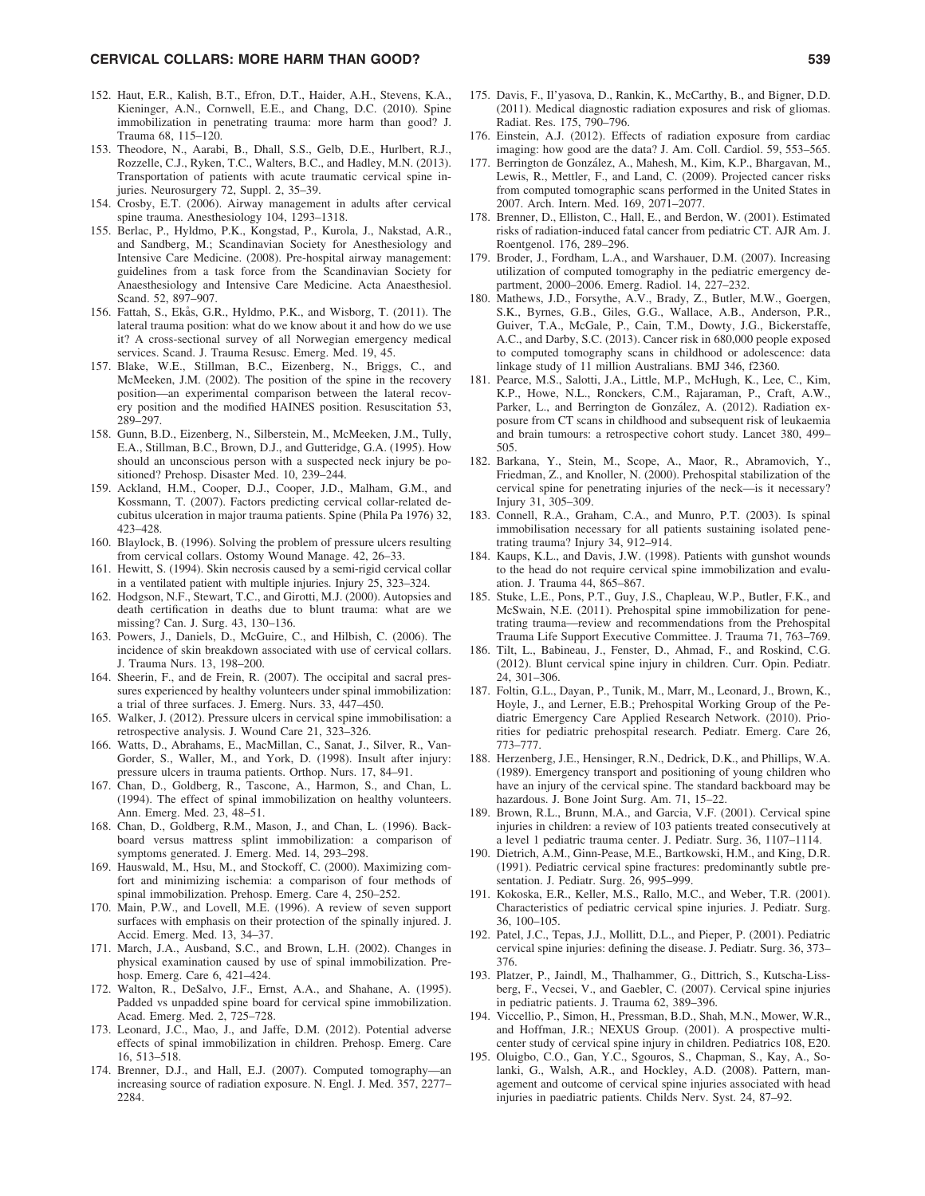152. Haut, E.R., Kalish, B.T., Efron, D.T., Haider, A.H., Stevens, K.A., Kieninger, A.N., Cornwell, E.E., and Chang, D.C. (2010). Spine immobilization in penetrating trauma: more harm than good? J. Trauma 68, 115–120.
153. Theodore, N., Aarabi, B., Dhall, S.S., Gelb, D.E., Hurlbert, R.J., Rozzelle, C.J., Ryken, T.C., Walters, B.C., and Hadley, M.N. (2013). Transportation of patients with acute traumatic cervical spine injuries. Neurosurgery 72, Suppl. 2, 35–39.
154. Crosby, E.T. (2006). Airway management in adults after cervical spine trauma. Anesthesiology 104, 1293–1318.
155. Berlac, P., Hyldmo, P.K., Kongstad, P., Kurola, J., Nakstad, A.R., and Sandberg, M.; Scandinavian Society for Anesthesiology and Intensive Care Medicine. (2008). Pre-hospital airway management: guidelines from a task force from the Scandinavian Society for Anaesthesiology and Intensive Care Medicine. Acta Anaesthesiol. Scand. 52, 897–907.
156. Fattah, S., Ekås, G.R., Hyldmo, P.K., and Wisborg, T. (2011). The lateral trauma position: what do we know about it and how do we use it? A cross-sectional survey of all Norwegian emergency medical services. Scand. J. Trauma Resusc. Emerg. Med. 19, 45.
157. Blake, W.E., Stillman, B.C., Eizenberg, N., Briggs, C., and McMeeken, J.M. (2002). The position of the spine in the recovery position—an experimental comparison between the lateral recovery position and the modified HAINES position. Resuscitation 53, 289–297.
158. Gunn, B.D., Eizenberg, N., Silberstein, M., McMeeken, J.M., Tully, E.A., Stillman, B.C., Brown, D.J., and Gutteridge, G.A. (1995). How should an unconscious person with a suspected neck injury be positioned? Prehosp. Disaster Med. 10, 239–244.
159. Ackland, H.M., Cooper, D.J., Cooper, J.D., Malham, G.M., and Kossmann, T. (2007). Factors predicting cervical collar-related decubitus ulceration in major trauma patients. Spine (Phila Pa 1976) 32, 423–428.
160. Blaylock, B. (1996). Solving the problem of pressure ulcers resulting from cervical collars. Ostomy Wound Manage. 42, 26–33.
161. Hewitt, S. (1994). Skin necrosis caused by a semi-rigid cervical collar in a ventilated patient with multiple injuries. Injury 25, 323–324.
162. Hodgson, N.F., Stewart, T.C., and Girotti, M.J. (2000). Autopsies and death certification in deaths due to blunt trauma: what are we missing? Can. J. Surg. 43, 130–136.
163. Powers, J., Daniels, D., McGuire, C., and Hilbish, C. (2006). The incidence of skin breakdown associated with use of cervical collars. J. Trauma Nurs. 13, 198–200.
164. Sheerin, F., and de Frein, R. (2007). The occipital and sacral pressures experienced by healthy volunteers under spinal immobilization: a trial of three surfaces. J. Emerg. Nurs. 33, 447–450.
165. Walker, J. (2012). Pressure ulcers in cervical spine immobilisation: a retrospective analysis. J. Wound Care 21, 323–326.
166. Watts, D., Abrahams, E., MacMillan, C., Sanat, J., Silver, R., VanGorder, S., Waller, M., and York, D. (1998). Insult after injury: pressure ulcers in trauma patients. Orthop. Nurs. 17, 84–91.
167. Chan, D., Goldberg, R., Tascone, A., Harmon, S., and Chan, L. (1994). The effect of spinal immobilization on healthy volunteers. Ann. Emerg. Med. 23, 48–51.
168. Chan, D., Goldberg, R.M., Mason, J., and Chan, L. (1996). Backboard versus mattress splint immobilization: a comparison of symptoms generated. J. Emerg. Med. 14, 293–298.
169. Hauswald, M., Hsu, M., and Stockoff, C. (2000). Maximizing comfort and minimizing ischemia: a comparison of four methods of spinal immobilization. Prehosp. Emerg. Care 4, 250–252.
170. Main, P.W., and Lovell, M.E. (1996). A review of seven support surfaces with emphasis on their protection of the spinally injured. J. Accid. Emerg. Med. 13, 34–37.
171. March, J.A., Ausband, S.C., and Brown, L.H. (2002). Changes in physical examination caused by use of spinal immobilization. Prehosp. Emerg. Care 6, 421–424.
172. Walton, R., DeSalvo, J.F., Ernst, A.A., and Shahane, A. (1995). Padded vs unpadded spine board for cervical spine immobilization. Acad. Emerg. Med. 2, 725–728.
173. Leonard, J.C., Mao, J., and Jaffe, D.M. (2012). Potential adverse effects of spinal immobilization in children. Prehosp. Emerg. Care 16, 513–518.
174. Brenner, D.J., and Hall, E.J. (2007). Computed tomography—an increasing source of radiation exposure. N. Engl. J. Med. 357, 2277–2284.
175. Davis, F., Il'yasova, D., Rankin, K., McCarthy, B., and Bigner, D.D. (2011). Medical diagnostic radiation exposures and risk of gliomas. Radiat. Res. 175, 790–796.
176. Einstein, A.J. (2012). Effects of radiation exposure from cardiac imaging: how good are the data? J. Am. Coll. Cardiol. 59, 553–565.
177. Berrington de González, A., Mahesh, M., Kim, K.P., Bhargavan, M., Lewis, R., Mettler, F., and Land, C. (2009). Projected cancer risks from computed tomographic scans performed in the United States in 2007. Arch. Intern. Med. 169, 2071–2077.
178. Brenner, D., Elliston, C., Hall, E., and Berdon, W. (2001). Estimated risks of radiation-induced fatal cancer from pediatric CT. AJR Am. J. Roentgenol. 176, 289–296.
179. Broder, J., Fordham, L.A., and Warshauer, D.M. (2007). Increasing utilization of computed tomography in the pediatric emergency department, 2000–2006. Emerg. Radiol. 14, 227–232.
180. Mathews, J.D., Forsythe, A.V., Brady, Z., Butler, M.W., Goergen, S.K., Byrnes, G.B., Giles, G.G., Wallace, A.B., Anderson, P.R., Guiver, T.A., McGale, P., Cain, T.M., Dowty, J.G., Bickerstaffe, A.C., and Darby, S.C. (2013). Cancer risk in 680,000 people exposed to computed tomography scans in childhood or adolescence: data linkage study of 11 million Australians. BMJ 346, f2360.
181. Pearce, M.S., Salotti, J.A., Little, M.P., McHugh, K., Lee, C., Kim, K.P., Howe, N.L., Ronckers, C.M., Rajaraman, P., Craft, A.W., Parker, L., and Berrington de González, A. (2012). Radiation exposure from CT scans in childhood and subsequent risk of leukaemia and brain tumours: a retrospective cohort study. Lancet 380, 499–505.
182. Barkana, Y., Stein, M., Scope, A., Maor, R., Abramovich, Y., Friedman, Z., and Knoller, N. (2000). Prehospital stabilization of the cervical spine for penetrating injuries of the neck—is it necessary? Injury 31, 305–309.
183. Connell, R.A., Graham, C.A., and Munro, P.T. (2003). Is spinal immobilisation necessary for all patients sustaining isolated penetrating trauma? Injury 34, 912–914.
184. Kaups, K.L., and Davis, J.W. (1998). Patients with gunshot wounds to the head do not require cervical spine immobilization and evaluation. J. Trauma 44, 865–867.
185. Stuke, L.E., Pons, P.T., Guy, J.S., Chapleau, W.P., Butler, F.K., and McSwain, N.E. (2011). Prehospital spine immobilization for penetrating trauma—review and recommendations from the Prehospital Trauma Life Support Executive Committee. J. Trauma 71, 763–769.
186. Tilt, L., Babineau, J., Fenster, D., Ahmad, F., and Roskind, C.G. (2012). Blunt cervical spine injury in children. Curr. Opin. Pediatr. 24, 301–306.
187. Foltin, G.L., Dayan, P., Tunik, M., Marr, M., Leonard, J., Brown, K., Hoyle, J., and Lerner, E.B.; Prehospital Working Group of the Pediatric Emergency Care Applied Research Network. (2010). Priorities for pediatric prehospital research. Pediatr. Emerg. Care 26, 773–777.
188. Herzenberg, J.E., Hensinger, R.N., Dedrick, D.K., and Phillips, W.A. (1989). Emergency transport and positioning of young children who have an injury of the cervical spine. The standard backboard may be hazardous. J. Bone Joint Surg. Am. 71, 15–22.
189. Brown, R.L., Brunn, M.A., and Garcia, V.F. (2001). Cervical spine injuries in children: a review of 103 patients treated consecutively at a level 1 pediatric trauma center. J. Pediatr. Surg. 36, 1107–1114.
190. Dietrich, A.M., Ginn-Pease, M.E., Bartkowski, H.M., and King, D.R. (1991). Pediatric cervical spine fractures: predominantly subtle presentation. J. Pediatr. Surg. 26, 995–999.
191. Kokoska, E.R., Keller, M.S., Rallo, M.C., and Weber, T.R. (2001). Characteristics of pediatric cervical spine injuries. J. Pediatr. Surg. 36, 100–105.
192. Patel, J.C., Tepas, J.J., Mollitt, D.L., and Pieper, P. (2001). Pediatric cervical spine injuries: defining the disease. J. Pediatr. Surg. 36, 373–376.
193. Platzer, P., Jaindl, M., Thalhammer, G., Dittrich, S., Kutscha-Lissberg, F., Vecsei, V., and Gaebler, C. (2007). Cervical spine injuries in pediatric patients. J. Trauma 62, 389–396.
194. Viccellio, P., Simon, H., Pressman, B.D., Shah, M.N., Mower, W.R., and Hoffman, J.R.; NEXUS Group. (2001). A prospective multicenter study of cervical spine injury in children. Pediatrics 108, E20.
195. Oluigbo, C.O., Gan, Y.C., Sgouros, S., Chapman, S., Kay, A., Solanki, G., Walsh, A.R., and Hockley, A.D. (2008). Pattern, management and outcome of cervical spine injuries associated with head injuries in paediatric patients. Childs Nerv. Syst. 24, 87–92.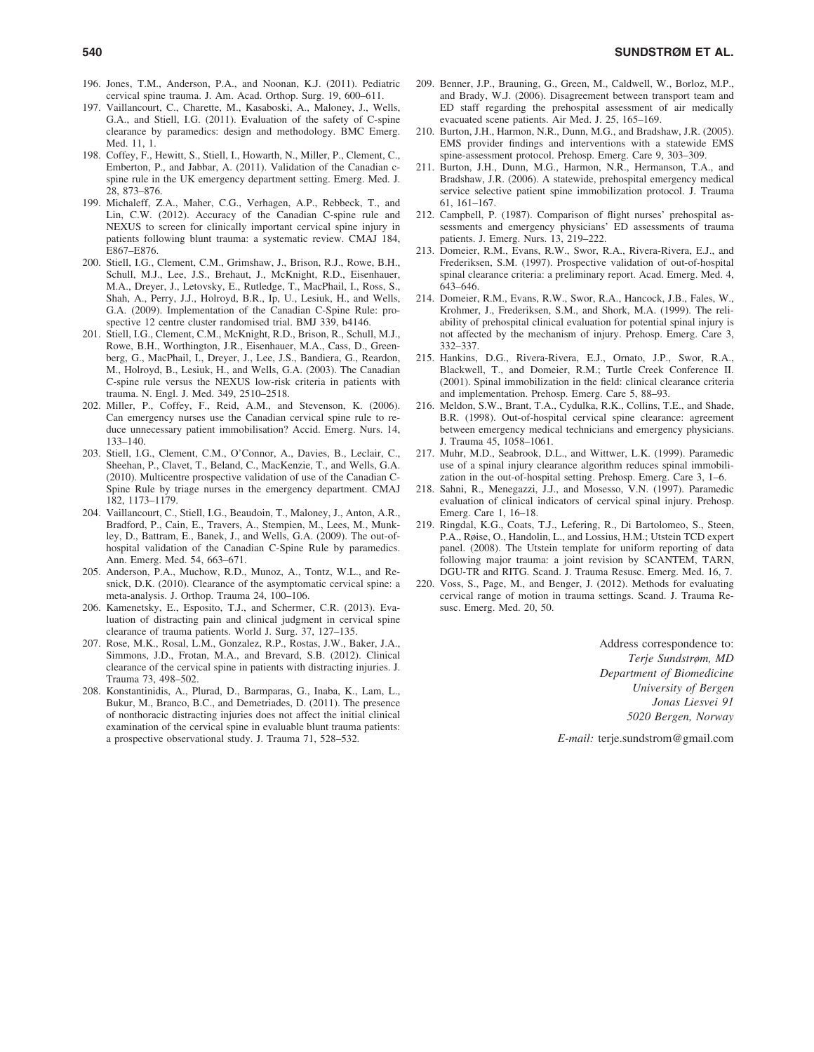196. Jones, T.M., Anderson, P.A., and Noonan, K.J. (2011). Pediatric cervical spine trauma. J. Am. Acad. Orthop. Surg. 19, 600–611.
197. Vaillancourt, C., Charette, M., Kasaboski, A., Maloney, J., Wells, G.A., and Stiell, I.G. (2011). Evaluation of the safety of C-spine clearance by paramedics: design and methodology. BMC Emerg. Med. 11, 1.
198. Coffey, F., Hewitt, S., Stiell, I., Howarth, N., Miller, P., Clement, C., Emberton, P., and Jabbar, A. (2011). Validation of the Canadian c-spine rule in the UK emergency department setting. Emerg. Med. J. 28, 873–876.
199. Michaleff, Z.A., Maher, C.G., Verhagen, A.P., Rebbeck, T., and Lin, C.W. (2012). Accuracy of the Canadian C-spine rule and NEXUS to screen for clinically important cervical spine injury in patients following blunt trauma: a systematic review. CMAJ 184, E867–E876.
200. Stiell, I.G., Clement, C.M., Grimshaw, J., Brison, R.J., Rowe, B.H., Schull, M.J., Lee, J.S., Brehaut, J., McKnight, R.D., Eisenhauer, M.A., Dreyer, J., Letovsky, E., Rutledge, T., MacPhail, I., Ross, S., Shah, A., Perry, J.J., Holroyd, B.R., Ip, U., Lesiuk, H., and Wells, G.A. (2009). Implementation of the Canadian C-Spine Rule: prospective 12 centre cluster randomised trial. BMJ 339, b4146.
201. Stiell, I.G., Clement, C.M., McKnight, R.D., Brison, R., Schull, M.J., Rowe, B.H., Worthington, J.R., Eisenhauer, M.A., Cass, D., Greenberg, G., MacPhail, I., Dreyer, J., Lee, J.S., Bandiera, G., Reardon, M., Holroyd, B., Lesiuk, H., and Wells, G.A. (2003). The Canadian C-spine rule versus the NEXUS low-risk criteria in patients with trauma. N. Engl. J. Med. 349, 2510–2518.
202. Miller, P., Coffey, F., Reid, A.M., and Stevenson, K. (2006). Can emergency nurses use the Canadian cervical spine rule to reduce unnecessary patient immobilisation? Accid. Emerg. Nurs. 14, 133–140.
203. Stiell, I.G., Clement, C.M., O'Connor, A., Davies, B., Leclair, C., Sheehan, P., Clavet, T., Beland, C., MacKenzie, T., and Wells, G.A. (2010). Multicentre prospective validation of use of the Canadian C-Spine Rule by triage nurses in the emergency department. CMAJ 182, 1173–1179.
204. Vaillancourt, C., Stiell, I.G., Beaudoin, T., Maloney, J., Anton, A.R., Bradford, P., Cain, E., Travers, A., Stempien, M., Lees, M., Munkley, D., Battram, E., Banek, J., and Wells, G.A. (2009). The out-of-hospital validation of the Canadian C-Spine Rule by paramedics. Ann. Emerg. Med. 54, 663–671.
205. Anderson, P.A., Muchow, R.D., Munoz, A., Tontz, W.L., and Resnick, D.K. (2010). Clearance of the asymptomatic cervical spine: a meta-analysis. J. Orthop. Trauma 24, 100–106.
206. Kamenetsky, E., Esposito, T.J., and Schermer, C.R. (2013). Evaluation of distracting pain and clinical judgment in cervical spine clearance of trauma patients. World J. Surg. 37, 127–135.
207. Rose, M.K., Rosal, L.M., Gonzalez, R.P., Rostas, J.W., Baker, J.A., Simmons, J.D., Frotan, M.A., and Brevard, S.B. (2012). Clinical clearance of the cervical spine in patients with distracting injuries. J. Trauma 73, 498–502.
208. Konstantinidis, A., Plurad, D., Barmparas, G., Inaba, K., Lam, L., Bukur, M., Branco, B.C., and Demetriades, D. (2011). The presence of nonthoracic distracting injuries does not affect the initial clinical examination of the cervical spine in evaluable blunt trauma patients: a prospective observational study. J. Trauma 71, 528–532.
209. Benner, J.P., Brauning, G., Green, M., Caldwell, W., Borloz, M.P., and Brady, W.J. (2006). Disagreement between transport team and ED staff regarding the prehospital assessment of air medically evacuated scene patients. Air Med. J. 25, 165–169.
210. Burton, J.H., Harmon, N.R., Dunn, M.G., and Bradshaw, J.R. (2005). EMS provider findings and interventions with a statewide EMS spine-assessment protocol. Prehosp. Emerg. Care 9, 303–309.
211. Burton, J.H., Dunn, M.G., Harmon, N.R., Hermanson, T.A., and Bradshaw, J.R. (2006). A statewide, prehospital emergency medical service selective patient spine immobilization protocol. J. Trauma 61, 161–167.
212. Campbell, P. (1987). Comparison of flight nurses' prehospital assessments and emergency physicians' ED assessments of trauma patients. J. Emerg. Nurs. 13, 219–222.
213. Domeier, R.M., Evans, R.W., Swor, R.A., Rivera-Rivera, E.J., and Frederiksen, S.M. (1997). Prospective validation of out-of-hospital spinal clearance criteria: a preliminary report. Acad. Emerg. Med. 4, 643–646.
214. Domeier, R.M., Evans, R.W., Swor, R.A., Hancock, J.B., Fales, W., Krohmer, J., Frederiksen, S.M., and Shork, M.A. (1999). The reliability of prehospital clinical evaluation for potential spinal injury is not affected by the mechanism of injury. Prehosp. Emerg. Care 3, 332–337.
215. Hankins, D.G., Rivera-Rivera, E.J., Ornato, J.P., Swor, R.A., Blackwell, T., and Domeier, R.M.; Turtle Creek Conference II. (2001). Spinal immobilization in the field: clinical clearance criteria and implementation. Prehosp. Emerg. Care 5, 88–93.
216. Meldon, S.W., Brant, T.A., Cydulka, R.K., Collins, T.E., and Shade, B.R. (1998). Out-of-hospital cervical spine clearance: agreement between emergency medical technicians and emergency physicians. J. Trauma 45, 1058–1061.
217. Muhr, M.D., Seabrook, D.L., and Wittwer, L.K. (1999). Paramedic use of a spinal injury clearance algorithm reduces spinal immobilization in the out-of-hospital setting. Prehosp. Emerg. Care 3, 1–6.
218. Sahni, R., Menegazzi, J.J., and Mosesso, V.N. (1997). Paramedic evaluation of clinical indicators of cervical spinal injury. Prehosp. Emerg. Care 1, 16–18.
219. Ringdal, K.G., Coats, T.J., Lefering, R., Di Bartolomeo, S., Steen, P.A., Røise, O., Handolin, L., and Lossius, H.M.; Utstein TCD expert panel. (2008). The Utstein template for uniform reporting of data following major trauma: a joint revision by SCANTEM, TARN, DGU-TR and RITG. Scand. J. Trauma Resusc. Emerg. Med. 16, 7.
220. Voss, S., Page, M., and Benger, J. (2012). Methods for evaluating cervical range of motion in trauma settings. Scand. J. Trauma Resusc. Emerg. Med. 20, 50.

Address correspondence to:
*Terje Sundstrøm, MD*
*Department of Biomedicine*
*University of Bergen*
*Jonas Liesvei 91*
*5020 Bergen, Norway*

*E-mail:* terje.sundstrom@gmail.com